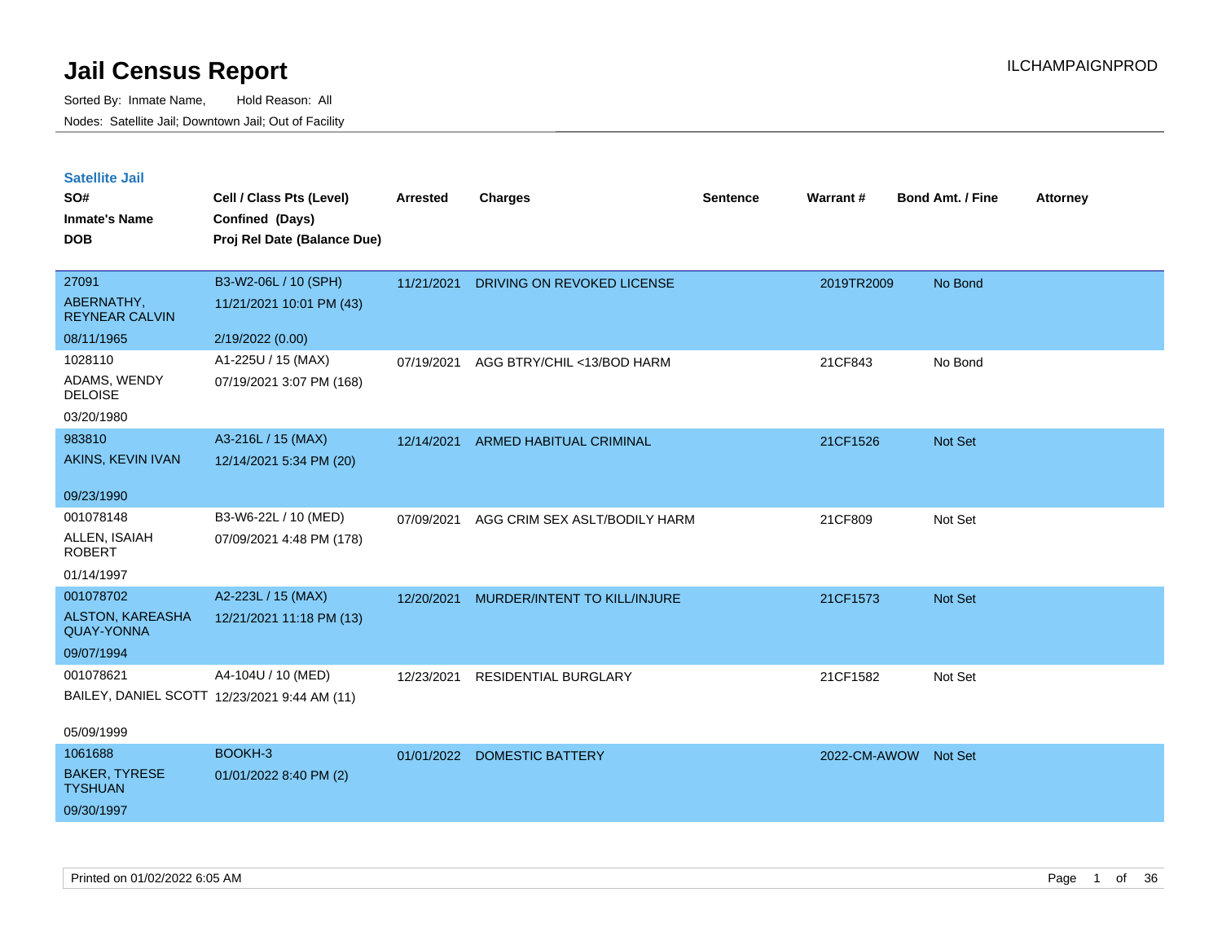# Jail Census Report

ILCHAMPAIGNPROD

Sorted By: Inmate Name, Hold Reason: All

Nodes: Satellite Jail; Downtown Jail; Out of Facility

## Satellite Jail

| SO# / Inmate's Name / DOB | Cell / Class Pts (Level) / Confined (Days) / Proj Rel Date (Balance Due) | Arrested | Charges | Sentence | Warrant # | Bond Amt. / Fine | Attorney |
|---|---|---|---|---|---|---|---|
| 27091 ABERNATHY, REYNEAR CALVIN 08/11/1965 | B3-W2-06L / 10 (SPH) 11/21/2021 10:01 PM (43) 2/19/2022 (0.00) | 11/21/2021 | DRIVING ON REVOKED LICENSE | | 2019TR2009 | No Bond | |
| 1028110 ADAMS, WENDY DELOISE 03/20/1980 | A1-225U / 15 (MAX) 07/19/2021 3:07 PM (168) | 07/19/2021 | AGG BTRY/CHIL <13/BOD HARM | | 21CF843 | No Bond | |
| 983810 AKINS, KEVIN IVAN 09/23/1990 | A3-216L / 15 (MAX) 12/14/2021 5:34 PM (20) | 12/14/2021 | ARMED HABITUAL CRIMINAL | | 21CF1526 | Not Set | |
| 001078148 ALLEN, ISAIAH ROBERT 01/14/1997 | B3-W6-22L / 10 (MED) 07/09/2021 4:48 PM (178) | 07/09/2021 | AGG CRIM SEX ASLT/BODILY HARM | | 21CF809 | Not Set | |
| 001078702 ALSTON, KAREASHA QUAY-YONNA 09/07/1994 | A2-223L / 15 (MAX) 12/21/2021 11:18 PM (13) | 12/20/2021 | MURDER/INTENT TO KILL/INJURE | | 21CF1573 | Not Set | |
| 001078621 BAILEY, DANIEL SCOTT 05/09/1999 | A4-104U / 10 (MED) 12/23/2021 9:44 AM (11) | 12/23/2021 | RESIDENTIAL BURGLARY | | 21CF1582 | Not Set | |
| 1061688 BAKER, TYRESE TYSHUAN 09/30/1997 | BOOKH-3 01/01/2022 8:40 PM (2) | 01/01/2022 | DOMESTIC BATTERY | | 2022-CM-AWOW | Not Set | |

Printed on 01/02/2022 6:05 AM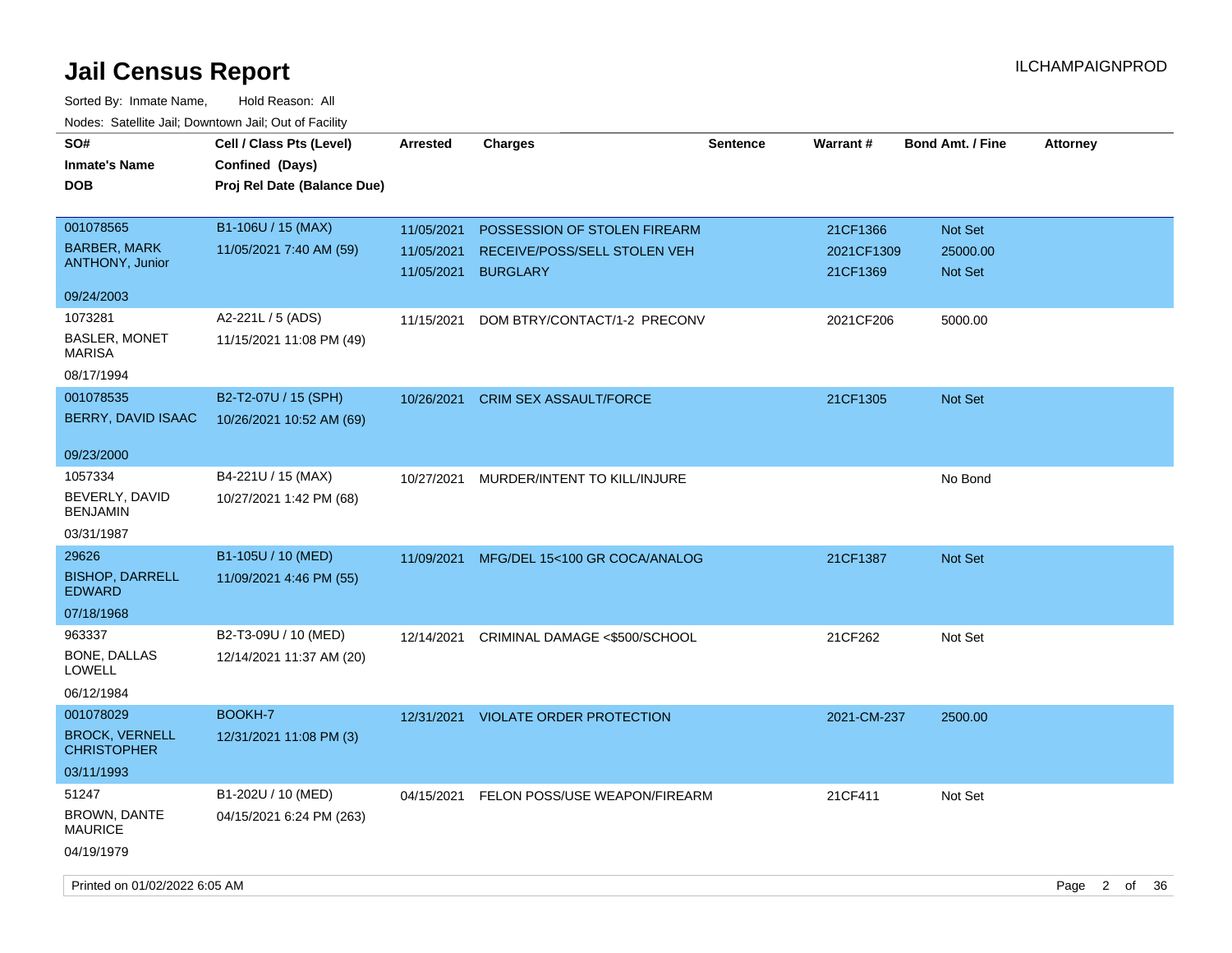# Jail Census Report

ILCHAMPAIGNPROD

Sorted By: Inmate Name, Hold Reason: All

Nodes: Satellite Jail; Downtown Jail; Out of Facility

| SO# / Inmate's Name / DOB | Cell / Class Pts (Level) / Confined (Days) / Proj Rel Date (Balance Due) | Arrested | Charges | Sentence | Warrant # | Bond Amt. / Fine | Attorney |
|---|---|---|---|---|---|---|---|
| 001078565<br>BARBER, MARK ANTHONY, Junior<br>09/24/2003 | B1-106U / 15 (MAX)<br>11/05/2021 7:40 AM (59) | 11/05/2021<br>11/05/2021<br>11/05/2021 | POSSESSION OF STOLEN FIREARM<br>RECEIVE/POSS/SELL STOLEN VEH<br>BURGLARY | | 21CF1366<br>2021CF1309<br>21CF1369 | Not Set<br>25000.00<br>Not Set | |
| 1073281<br>BASLER, MONET MARISA<br>08/17/1994 | A2-221L / 5 (ADS)<br>11/15/2021 11:08 PM (49) | 11/15/2021 | DOM BTRY/CONTACT/1-2 PRECONV | | 2021CF206 | 5000.00 | |
| 001078535<br>BERRY, DAVID ISAAC<br>09/23/2000 | B2-T2-07U / 15 (SPH)<br>10/26/2021 10:52 AM (69) | 10/26/2021 | CRIM SEX ASSAULT/FORCE | | 21CF1305 | Not Set | |
| 1057334<br>BEVERLY, DAVID BENJAMIN<br>03/31/1987 | B4-221U / 15 (MAX)<br>10/27/2021 1:42 PM (68) | 10/27/2021 | MURDER/INTENT TO KILL/INJURE | | | No Bond | |
| 29626<br>BISHOP, DARRELL EDWARD<br>07/18/1968 | B1-105U / 10 (MED)<br>11/09/2021 4:46 PM (55) | 11/09/2021 | MFG/DEL 15<100 GR COCA/ANALOG | | 21CF1387 | Not Set | |
| 963337<br>BONE, DALLAS LOWELL<br>06/12/1984 | B2-T3-09U / 10 (MED)<br>12/14/2021 11:37 AM (20) | 12/14/2021 | CRIMINAL DAMAGE <$500/SCHOOL | | 21CF262 | Not Set | |
| 001078029<br>BROCK, VERNELL CHRISTOPHER<br>03/11/1993 | BOOKH-7<br>12/31/2021 11:08 PM (3) | 12/31/2021 | VIOLATE ORDER PROTECTION | | 2021-CM-237 | 2500.00 | |
| 51247<br>BROWN, DANTE MAURICE<br>04/19/1979 | B1-202U / 10 (MED)<br>04/15/2021 6:24 PM (263) | 04/15/2021 | FELON POSS/USE WEAPON/FIREARM | | 21CF411 | Not Set | |

Printed on 01/02/2022 6:05 AM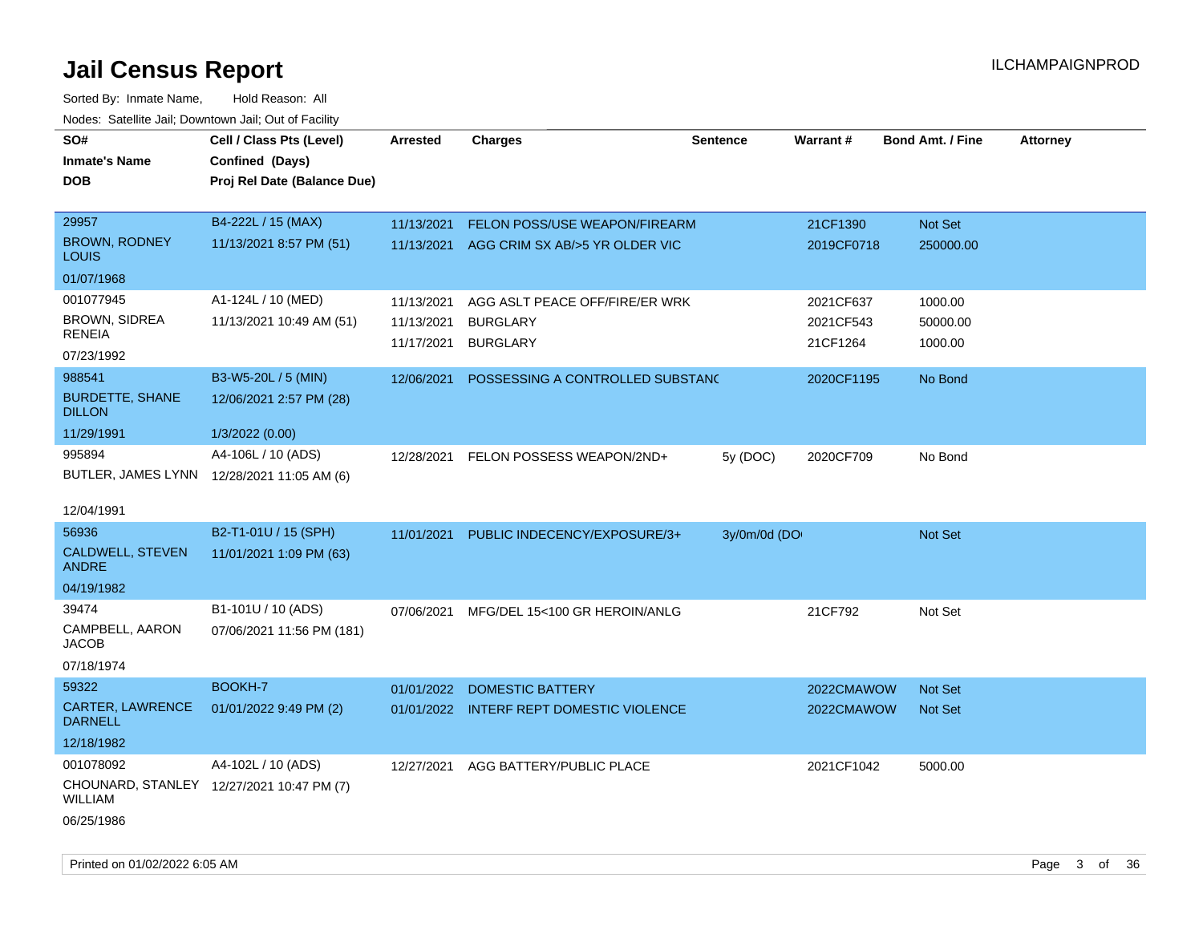# Jail Census Report

ILCHAMPAIGNPROD

Sorted By: Inmate Name, Hold Reason: All

Nodes: Satellite Jail; Downtown Jail; Out of Facility

| SO# / Inmate's Name / DOB | Cell / Class Pts (Level) / Confined (Days) / Proj Rel Date (Balance Due) | Arrested | Charges | Sentence | Warrant # | Bond Amt. / Fine | Attorney |
|---|---|---|---|---|---|---|---|
| 29957 BROWN, RODNEY LOUIS 01/07/1968 | B4-222L / 15 (MAX) 11/13/2021 8:57 PM (51) | 11/13/2021 | FELON POSS/USE WEAPON/FIREARM | | 21CF1390 | Not Set | |
| | | 11/13/2021 | AGG CRIM SX AB/>5 YR OLDER VIC | | 2019CF0718 | 250000.00 | |
| 001077945 BROWN, SIDREA RENEIA 07/23/1992 | A1-124L / 10 (MED) 11/13/2021 10:49 AM (51) | 11/13/2021 | AGG ASLT PEACE OFF/FIRE/ER WRK | | 2021CF637 | 1000.00 | |
| | | 11/13/2021 | BURGLARY | | 2021CF543 | 50000.00 | |
| | | 11/17/2021 | BURGLARY | | 21CF1264 | 1000.00 | |
| 988541 BURDETTE, SHANE DILLON 11/29/1991 | B3-W5-20L / 5 (MIN) 12/06/2021 2:57 PM (28) 1/3/2022 (0.00) | 12/06/2021 | POSSESSING A CONTROLLED SUBSTANC | | 2020CF1195 | No Bond | |
| 995894 BUTLER, JAMES LYNN 12/04/1991 | A4-106L / 10 (ADS) 12/28/2021 11:05 AM (6) | 12/28/2021 | FELON POSSESS WEAPON/2ND+ | 5y (DOC) | 2020CF709 | No Bond | |
| 56936 CALDWELL, STEVEN ANDRE 04/19/1982 | B2-T1-01U / 15 (SPH) 11/01/2021 1:09 PM (63) | 11/01/2021 | PUBLIC INDECENCY/EXPOSURE/3+ | 3y/0m/0d (DO | | Not Set | |
| 39474 CAMPBELL, AARON JACOB 07/18/1974 | B1-101U / 10 (ADS) 07/06/2021 11:56 PM (181) | 07/06/2021 | MFG/DEL 15<100 GR HEROIN/ANLG | | 21CF792 | Not Set | |
| 59322 CARTER, LAWRENCE DARNELL 12/18/1982 | BOOKH-7 01/01/2022 9:49 PM (2) | 01/01/2022 | DOMESTIC BATTERY | | 2022CMAWOW | Not Set | |
| | | 01/01/2022 | INTERF REPT DOMESTIC VIOLENCE | | 2022CMAWOW | Not Set | |
| 001078092 CHOUNARD, STANLEY WILLIAM 06/25/1986 | A4-102L / 10 (ADS) 12/27/2021 10:47 PM (7) | 12/27/2021 | AGG BATTERY/PUBLIC PLACE | | 2021CF1042 | 5000.00 | |

Printed on 01/02/2022 6:05 AM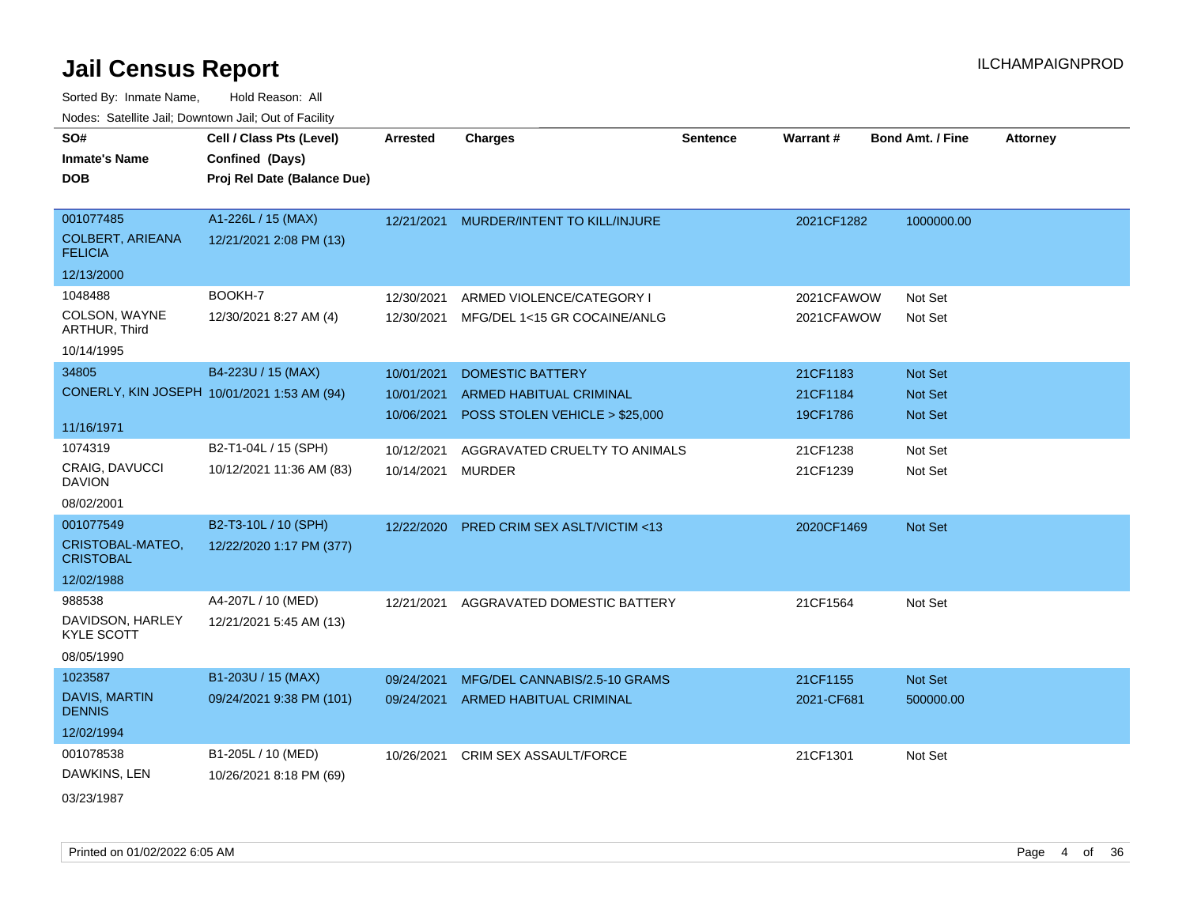# Jail Census Report

ILCHAMPAIGNPROD

Sorted By: Inmate Name, Hold Reason: All

Nodes: Satellite Jail; Downtown Jail; Out of Facility

| SO# / Inmate's Name / DOB | Cell / Class Pts (Level) / Confined (Days) / Proj Rel Date (Balance Due) | Arrested | Charges | Sentence | Warrant # | Bond Amt. / Fine | Attorney |
|---|---|---|---|---|---|---|---|
| 001077485<br>COLBERT, ARIEANA FELICIA<br>12/13/2000 | A1-226L / 15 (MAX)<br>12/21/2021 2:08 PM (13) | 12/21/2021 | MURDER/INTENT TO KILL/INJURE | | 2021CF1282 | 1000000.00 | |
| 1048488<br>COLSON, WAYNE ARTHUR, Third<br>10/14/1995 | BOOKH-7<br>12/30/2021 8:27 AM (4) | 12/30/2021<br>12/30/2021 | ARMED VIOLENCE/CATEGORY I<br>MFG/DEL 1<15 GR COCAINE/ANLG | | 2021CFAWOW<br>2021CFAWOW | Not Set<br>Not Set | |
| 34805<br>CONERLY, KIN JOSEPH<br>11/16/1971 | B4-223U / 15 (MAX)<br>10/01/2021 1:53 AM (94) | 10/01/2021<br>10/01/2021<br>10/06/2021 | DOMESTIC BATTERY<br>ARMED HABITUAL CRIMINAL<br>POSS STOLEN VEHICLE > $25,000 | | 21CF1183<br>21CF1184<br>19CF1786 | Not Set<br>Not Set<br>Not Set | |
| 1074319<br>CRAIG, DAVUCCI DAVION<br>08/02/2001 | B2-T1-04L / 15 (SPH)<br>10/12/2021 11:36 AM (83) | 10/12/2021<br>10/14/2021 | AGGRAVATED CRUELTY TO ANIMALS<br>MURDER | | 21CF1238<br>21CF1239 | Not Set<br>Not Set | |
| 001077549<br>CRISTOBAL-MATEO, CRISTOBAL<br>12/02/1988 | B2-T3-10L / 10 (SPH)<br>12/22/2020 1:17 PM (377) | 12/22/2020 | PRED CRIM SEX ASLT/VICTIM <13 | | 2020CF1469 | Not Set | |
| 988538<br>DAVIDSON, HARLEY KYLE SCOTT<br>08/05/1990 | A4-207L / 10 (MED)<br>12/21/2021 5:45 AM (13) | 12/21/2021 | AGGRAVATED DOMESTIC BATTERY | | 21CF1564 | Not Set | |
| 1023587<br>DAVIS, MARTIN DENNIS<br>12/02/1994 | B1-203U / 15 (MAX)<br>09/24/2021 9:38 PM (101) | 09/24/2021<br>09/24/2021 | MFG/DEL CANNABIS/2.5-10 GRAMS<br>ARMED HABITUAL CRIMINAL | | 21CF1155<br>2021-CF681 | Not Set<br>500000.00 | |
| 001078538<br>DAWKINS, LEN<br>03/23/1987 | B1-205L / 10 (MED)<br>10/26/2021 8:18 PM (69) | 10/26/2021 | CRIM SEX ASSAULT/FORCE | | 21CF1301 | Not Set | |

Printed on 01/02/2022 6:05 AM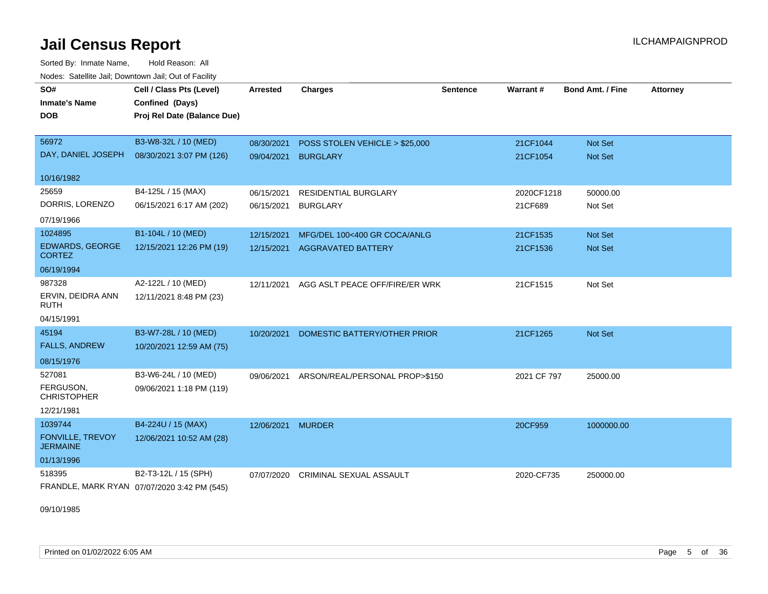# Jail Census Report

ILCHAMPAIGNPROD

Sorted By: Inmate Name, Hold Reason: All

Nodes: Satellite Jail; Downtown Jail; Out of Facility

| SO# / Inmate's Name / DOB | Cell / Class Pts (Level) / Confined (Days) / Proj Rel Date (Balance Due) | Arrested | Charges | Sentence | Warrant # | Bond Amt. / Fine | Attorney |
|---|---|---|---|---|---|---|---|
| 56972<br>DAY, DANIEL JOSEPH<br>10/16/1982 | B3-W8-32L / 10 (MED)<br>08/30/2021 3:07 PM (126) | 08/30/2021<br>09/04/2021 | POSS STOLEN VEHICLE > $25,000<br>BURGLARY | | 21CF1044<br>21CF1054 | Not Set<br>Not Set | |
| 25659<br>DORRIS, LORENZO<br>07/19/1966 | B4-125L / 15 (MAX)<br>06/15/2021 6:17 AM (202) | 06/15/2021<br>06/15/2021 | RESIDENTIAL BURGLARY<br>BURGLARY | | 2020CF1218<br>21CF689 | 50000.00<br>Not Set | |
| 1024895<br>EDWARDS, GEORGE CORTEZ<br>06/19/1994 | B1-104L / 10 (MED)<br>12/15/2021 12:26 PM (19) | 12/15/2021<br>12/15/2021 | MFG/DEL 100<400 GR COCA/ANLG<br>AGGRAVATED BATTERY | | 21CF1535<br>21CF1536 | Not Set<br>Not Set | |
| 987328<br>ERVIN, DEIDRA ANN RUTH<br>04/15/1991 | A2-122L / 10 (MED)<br>12/11/2021 8:48 PM (23) | 12/11/2021 | AGG ASLT PEACE OFF/FIRE/ER WRK | | 21CF1515 | Not Set | |
| 45194<br>FALLS, ANDREW<br>08/15/1976 | B3-W7-28L / 10 (MED)<br>10/20/2021 12:59 AM (75) | 10/20/2021 | DOMESTIC BATTERY/OTHER PRIOR | | 21CF1265 | Not Set | |
| 527081<br>FERGUSON, CHRISTOPHER<br>12/21/1981 | B3-W6-24L / 10 (MED)<br>09/06/2021 1:18 PM (119) | 09/06/2021 | ARSON/REAL/PERSONAL PROP>$150 | | 2021 CF 797 | 25000.00 | |
| 1039744<br>FONVILLE, TREVOY JERMAINE<br>01/13/1996 | B4-224U / 15 (MAX)<br>12/06/2021 10:52 AM (28) | 12/06/2021 | MURDER | | 20CF959 | 1000000.00 | |
| 518395<br>FRANDLE, MARK RYAN<br>09/10/1985 | B2-T3-12L / 15 (SPH)<br>07/07/2020 3:42 PM (545) | 07/07/2020 | CRIMINAL SEXUAL ASSAULT | | 2020-CF735 | 250000.00 | |

Printed on 01/02/2022 6:05 AM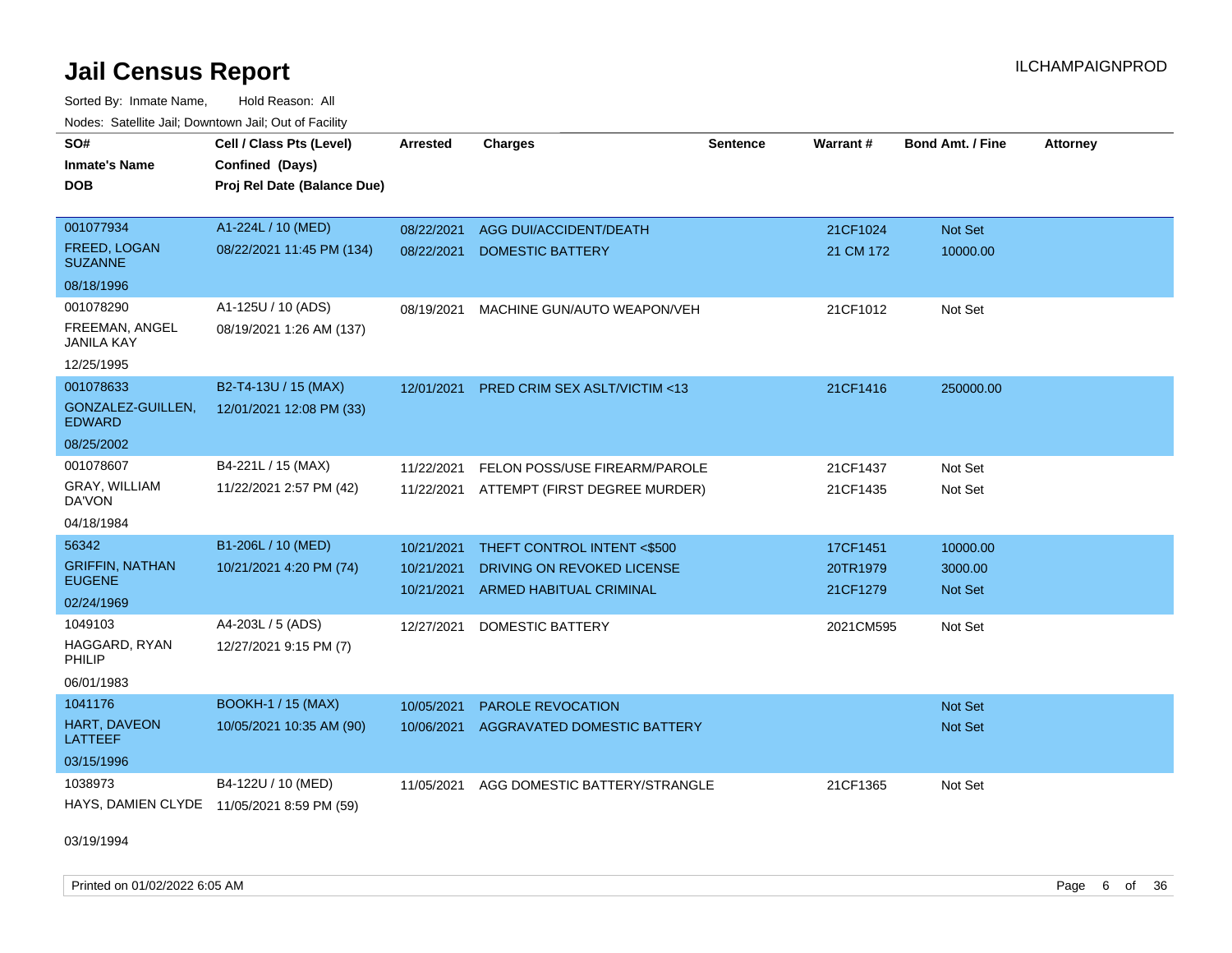# Jail Census Report

ILCHAMPAIGNPROD

Sorted By: Inmate Name, Hold Reason: All

Nodes: Satellite Jail; Downtown Jail; Out of Facility

| SO# / Inmate's Name / DOB | Cell / Class Pts (Level) / Confined (Days) / Proj Rel Date (Balance Due) | Arrested | Charges | Sentence | Warrant # | Bond Amt. / Fine | Attorney |
|---|---|---|---|---|---|---|---|
| 001077934<br>FREED, LOGAN SUZANNE<br>08/18/1996 | A1-224L / 10 (MED)<br>08/22/2021 11:45 PM (134) | 08/22/2021<br>08/22/2021 | AGG DUI/ACCIDENT/DEATH<br>DOMESTIC BATTERY | | 21CF1024<br>21 CM 172 | Not Set<br>10000.00 | |
| 001078290<br>FREEMAN, ANGEL JANILA KAY<br>12/25/1995 | A1-125U / 10 (ADS)<br>08/19/2021 1:26 AM (137) | 08/19/2021 | MACHINE GUN/AUTO WEAPON/VEH | | 21CF1012 | Not Set | |
| 001078633<br>GONZALEZ-GUILLEN, EDWARD<br>08/25/2002 | B2-T4-13U / 15 (MAX)<br>12/01/2021 12:08 PM (33) | 12/01/2021 | PRED CRIM SEX ASLT/VICTIM <13 | | 21CF1416 | 250000.00 | |
| 001078607<br>GRAY, WILLIAM DA'VON<br>04/18/1984 | B4-221L / 15 (MAX)<br>11/22/2021 2:57 PM (42) | 11/22/2021<br>11/22/2021 | FELON POSS/USE FIREARM/PAROLE<br>ATTEMPT (FIRST DEGREE MURDER) | | 21CF1437<br>21CF1435 | Not Set<br>Not Set | |
| 56342<br>GRIFFIN, NATHAN EUGENE<br>02/24/1969 | B1-206L / 10 (MED)<br>10/21/2021 4:20 PM (74) | 10/21/2021<br>10/21/2021<br>10/21/2021 | THEFT CONTROL INTENT <$500<br>DRIVING ON REVOKED LICENSE<br>ARMED HABITUAL CRIMINAL | | 17CF1451<br>20TR1979<br>21CF1279 | 10000.00<br>3000.00<br>Not Set | |
| 1049103<br>HAGGARD, RYAN PHILIP<br>06/01/1983 | A4-203L / 5 (ADS)<br>12/27/2021 9:15 PM (7) | 12/27/2021 | DOMESTIC BATTERY | | 2021CM595 | Not Set | |
| 1041176<br>HART, DAVEON LATTEEF<br>03/15/1996 | BOOKH-1 / 15 (MAX)<br>10/05/2021 10:35 AM (90) | 10/05/2021<br>10/06/2021 | PAROLE REVOCATION<br>AGGRAVATED DOMESTIC BATTERY | | | Not Set<br>Not Set | |
| 1038973<br>HAYS, DAMIEN CLYDE<br>03/19/1994 | B4-122U / 10 (MED)<br>11/05/2021 8:59 PM (59) | 11/05/2021 | AGG DOMESTIC BATTERY/STRANGLE | | 21CF1365 | Not Set | |

Printed on 01/02/2022 6:05 AM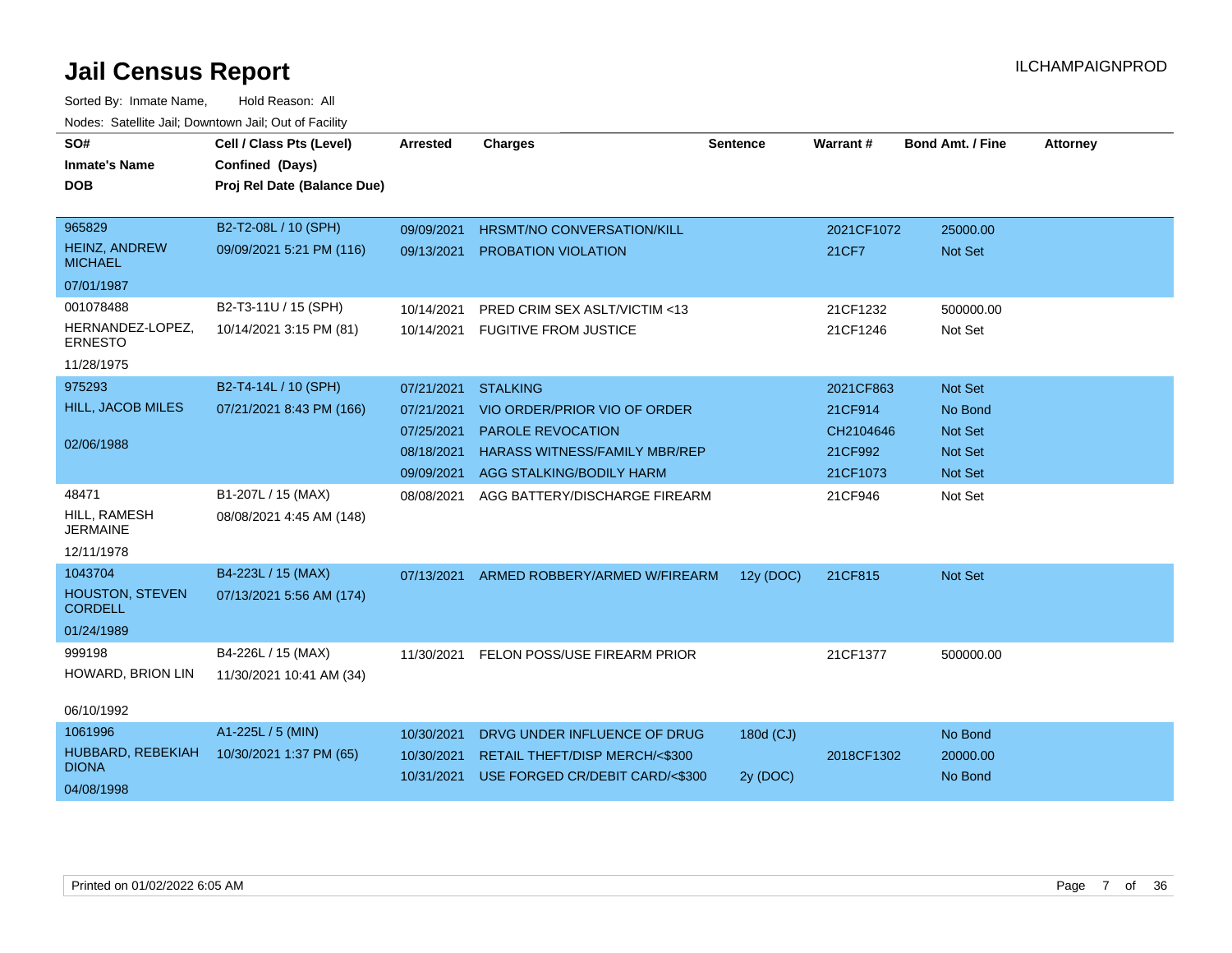# Jail Census Report

ILCHAMPAIGNPROD

Sorted By: Inmate Name, Hold Reason: All

Nodes: Satellite Jail; Downtown Jail; Out of Facility

| SO# / Inmate's Name / DOB | Cell / Class Pts (Level) / Confined (Days) / Proj Rel Date (Balance Due) | Arrested | Charges | Sentence | Warrant # | Bond Amt. / Fine | Attorney |
|---|---|---|---|---|---|---|---|
| 965829 | B2-T2-08L / 10 (SPH) | 09/09/2021 | HRSMT/NO CONVERSATION/KILL | | 2021CF1072 | 25000.00 | |
| HEINZ, ANDREW MICHAEL | 09/09/2021 5:21 PM (116) | 09/13/2021 | PROBATION VIOLATION | | 21CF7 | Not Set | |
| 07/01/1987 | | | | | | | |
| 001078488 | B2-T3-11U / 15 (SPH) | 10/14/2021 | PRED CRIM SEX ASLT/VICTIM <13 | | 21CF1232 | 500000.00 | |
| HERNANDEZ-LOPEZ, ERNESTO | 10/14/2021 3:15 PM (81) | 10/14/2021 | FUGITIVE FROM JUSTICE | | 21CF1246 | Not Set | |
| 11/28/1975 | | | | | | | |
| 975293 | B2-T4-14L / 10 (SPH) | 07/21/2021 | STALKING | | 2021CF863 | Not Set | |
| HILL, JACOB MILES | 07/21/2021 8:43 PM (166) | 07/21/2021 | VIO ORDER/PRIOR VIO OF ORDER | | 21CF914 | No Bond | |
| 02/06/1988 | | 07/25/2021 | PAROLE REVOCATION | | CH2104646 | Not Set | |
| | | 08/18/2021 | HARASS WITNESS/FAMILY MBR/REP | | 21CF992 | Not Set | |
| | | 09/09/2021 | AGG STALKING/BODILY HARM | | 21CF1073 | Not Set | |
| 48471 | B1-207L / 15 (MAX) | 08/08/2021 | AGG BATTERY/DISCHARGE FIREARM | | 21CF946 | Not Set | |
| HILL, RAMESH JERMAINE | 08/08/2021 4:45 AM (148) | | | | | | |
| 12/11/1978 | | | | | | | |
| 1043704 | B4-223L / 15 (MAX) | 07/13/2021 | ARMED ROBBERY/ARMED W/FIREARM | 12y (DOC) | 21CF815 | Not Set | |
| HOUSTON, STEVEN CORDELL | 07/13/2021 5:56 AM (174) | | | | | | |
| 01/24/1989 | | | | | | | |
| 999198 | B4-226L / 15 (MAX) | 11/30/2021 | FELON POSS/USE FIREARM PRIOR | | 21CF1377 | 500000.00 | |
| HOWARD, BRION LIN | 11/30/2021 10:41 AM (34) | | | | | | |
| 06/10/1992 | | | | | | | |
| 1061996 | A1-225L / 5 (MIN) | 10/30/2021 | DRVG UNDER INFLUENCE OF DRUG | 180d (CJ) | | No Bond | |
| HUBBARD, REBEKIAH DIONA | 10/30/2021 1:37 PM (65) | 10/30/2021 | RETAIL THEFT/DISP MERCH/<$300 | | 2018CF1302 | 20000.00 | |
| 04/08/1998 | | 10/31/2021 | USE FORGED CR/DEBIT CARD/<$300 | 2y (DOC) | | No Bond | |

Printed on 01/02/2022 6:05 AM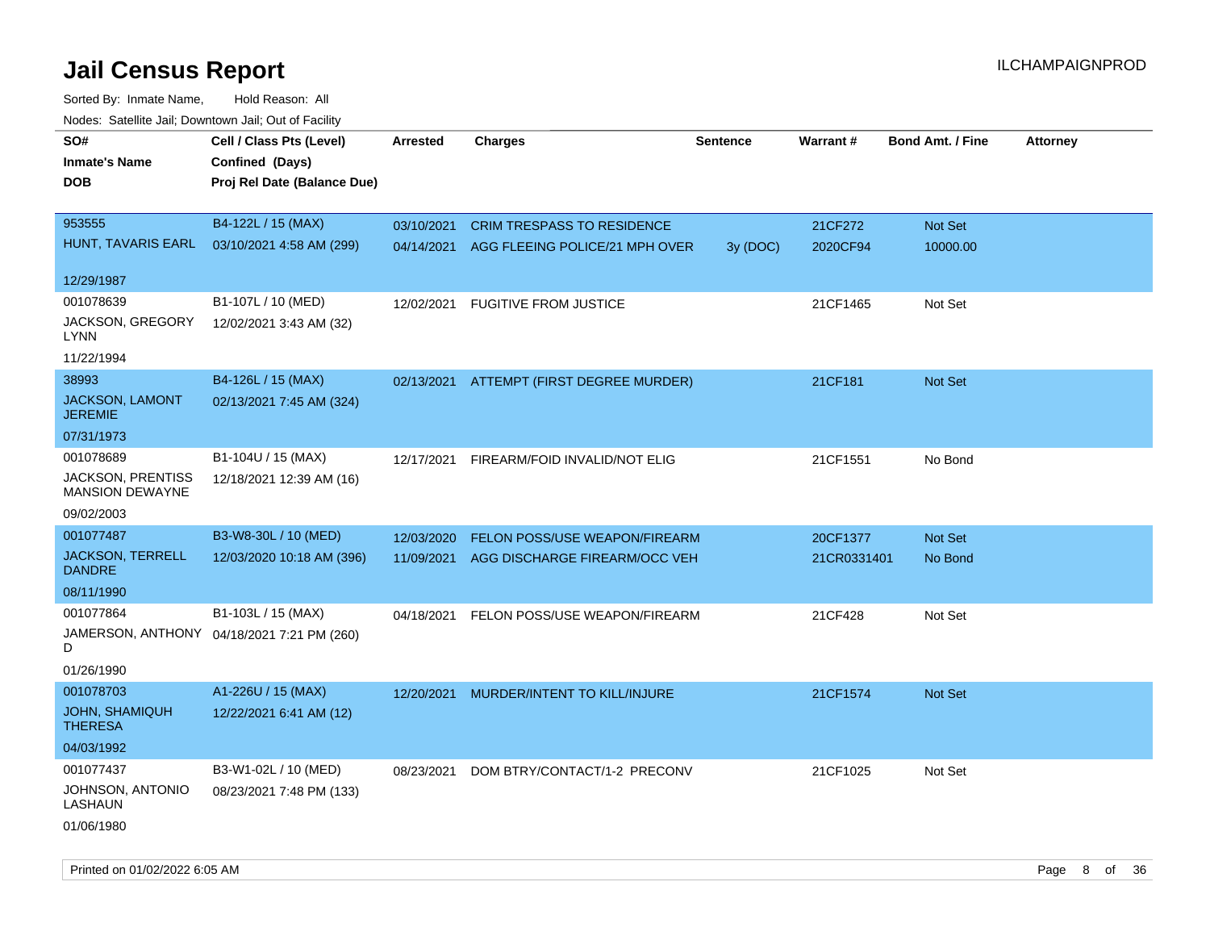# Jail Census Report

ILCHAMPAIGNPROD

Sorted By: Inmate Name, Hold Reason: All

Nodes: Satellite Jail; Downtown Jail; Out of Facility

| SO# / Inmate's Name / DOB | Cell / Class Pts (Level) / Confined (Days) / Proj Rel Date (Balance Due) | Arrested | Charges | Sentence | Warrant # | Bond Amt. / Fine | Attorney |
|---|---|---|---|---|---|---|---|
| 953555<br>HUNT, TAVARIS EARL<br>12/29/1987 | B4-122L / 15 (MAX)<br>03/10/2021 4:58 AM (299) | 03/10/2021<br>04/14/2021 | CRIM TRESPASS TO RESIDENCE<br>AGG FLEEING POLICE/21 MPH OVER | <br>3y (DOC) | 21CF272<br>2020CF94 | Not Set<br>10000.00 | |
| 001078639<br>JACKSON, GREGORY LYNN<br>11/22/1994 | B1-107L / 10 (MED)<br>12/02/2021 3:43 AM (32) | 12/02/2021 | FUGITIVE FROM JUSTICE | | 21CF1465 | Not Set | |
| 38993<br>JACKSON, LAMONT JEREMIE<br>07/31/1973 | B4-126L / 15 (MAX)<br>02/13/2021 7:45 AM (324) | 02/13/2021 | ATTEMPT (FIRST DEGREE MURDER) | | 21CF181 | Not Set | |
| 001078689<br>JACKSON, PRENTISS MANSION DEWAYNE<br>09/02/2003 | B1-104U / 15 (MAX)<br>12/18/2021 12:39 AM (16) | 12/17/2021 | FIREARM/FOID INVALID/NOT ELIG | | 21CF1551 | No Bond | |
| 001077487<br>JACKSON, TERRELL DANDRE<br>08/11/1990 | B3-W8-30L / 10 (MED)<br>12/03/2020 10:18 AM (396) | 12/03/2020<br>11/09/2021 | FELON POSS/USE WEAPON/FIREARM<br>AGG DISCHARGE FIREARM/OCC VEH | | 20CF1377<br>21CR0331401 | Not Set<br>No Bond | |
| 001077864<br>JAMERSON, ANTHONY D<br>01/26/1990 | B1-103L / 15 (MAX)<br>04/18/2021 7:21 PM (260) | 04/18/2021 | FELON POSS/USE WEAPON/FIREARM | | 21CF428 | Not Set | |
| 001078703<br>JOHN, SHAMIQUH THERESA<br>04/03/1992 | A1-226U / 15 (MAX)<br>12/22/2021 6:41 AM (12) | 12/20/2021 | MURDER/INTENT TO KILL/INJURE | | 21CF1574 | Not Set | |
| 001077437<br>JOHNSON, ANTONIO LASHAUN<br>01/06/1980 | B3-W1-02L / 10 (MED)<br>08/23/2021 7:48 PM (133) | 08/23/2021 | DOM BTRY/CONTACT/1-2 PRECONV | | 21CF1025 | Not Set | |

Printed on 01/02/2022 6:05 AM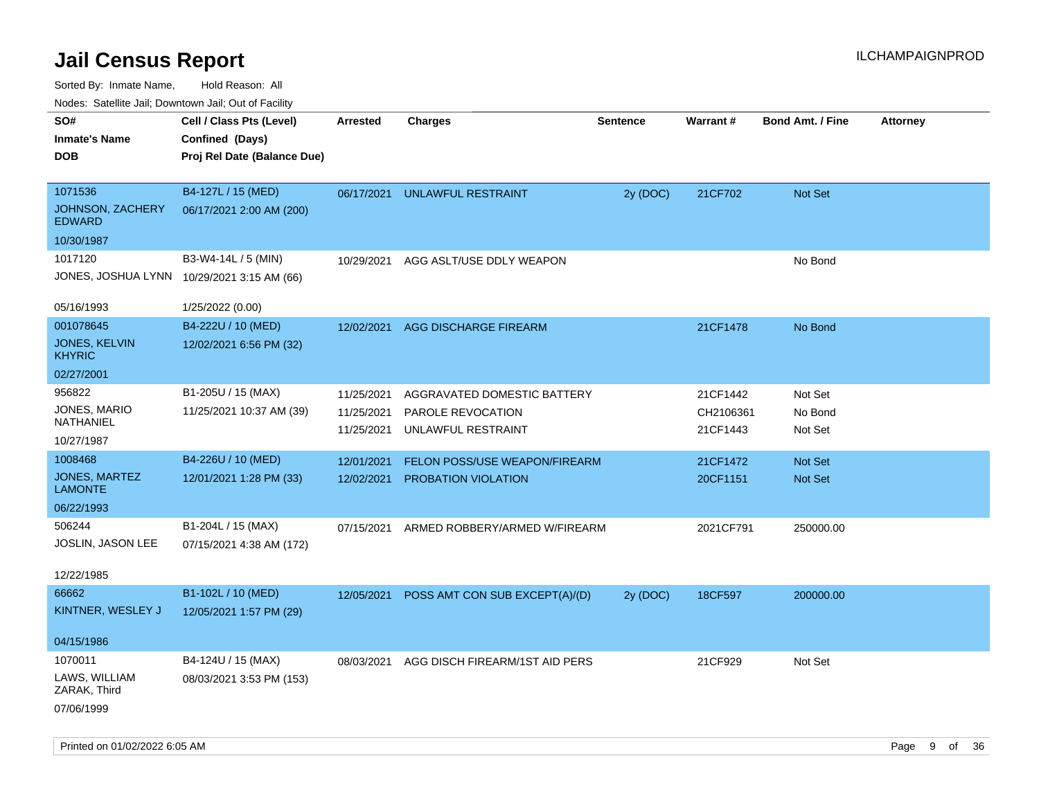# Jail Census Report

ILCHAMPAIGNPROD

Sorted By: Inmate Name, Hold Reason: All

Nodes: Satellite Jail; Downtown Jail; Out of Facility

| SO# / Inmate's Name / DOB | Cell / Class Pts (Level) / Confined (Days) / Proj Rel Date (Balance Due) | Arrested | Charges | Sentence | Warrant # | Bond Amt. / Fine | Attorney |
|---|---|---|---|---|---|---|---|
| 1071536<br>JOHNSON, ZACHERY EDWARD<br>10/30/1987 | B4-127L / 15 (MED)<br>06/17/2021 2:00 AM (200) | 06/17/2021 | UNLAWFUL RESTRAINT | 2y (DOC) | 21CF702 | Not Set | |
| 1017120<br>JONES, JOSHUA LYNN<br>05/16/1993 | B3-W4-14L / 5 (MIN)<br>10/29/2021 3:15 AM (66)<br>1/25/2022 (0.00) | 10/29/2021 | AGG ASLT/USE DDLY WEAPON | | | No Bond | |
| 001078645<br>JONES, KELVIN KHYRIC<br>02/27/2001 | B4-222U / 10 (MED)<br>12/02/2021 6:56 PM (32) | 12/02/2021 | AGG DISCHARGE FIREARM | | 21CF1478 | No Bond | |
| 956822<br>JONES, MARIO NATHANIEL<br>10/27/1987 | B1-205U / 15 (MAX)<br>11/25/2021 10:37 AM (39) | 11/25/2021<br>11/25/2021<br>11/25/2021 | AGGRAVATED DOMESTIC BATTERY<br>PAROLE REVOCATION<br>UNLAWFUL RESTRAINT | | 21CF1442<br>CH2106361<br>21CF1443 | Not Set<br>No Bond<br>Not Set | |
| 1008468<br>JONES, MARTEZ LAMONTE<br>06/22/1993 | B4-226U / 10 (MED)<br>12/01/2021 1:28 PM (33) | 12/01/2021<br>12/02/2021 | FELON POSS/USE WEAPON/FIREARM<br>PROBATION VIOLATION | | 21CF1472<br>20CF1151 | Not Set<br>Not Set | |
| 506244<br>JOSLIN, JASON LEE<br>12/22/1985 | B1-204L / 15 (MAX)<br>07/15/2021 4:38 AM (172) | 07/15/2021 | ARMED ROBBERY/ARMED W/FIREARM | | 2021CF791 | 250000.00 | |
| 66662<br>KINTNER, WESLEY J<br>04/15/1986 | B1-102L / 10 (MED)<br>12/05/2021 1:57 PM (29) | 12/05/2021 | POSS AMT CON SUB EXCEPT(A)/(D) | 2y (DOC) | 18CF597 | 200000.00 | |
| 1070011<br>LAWS, WILLIAM ZARAK, Third<br>07/06/1999 | B4-124U / 15 (MAX)<br>08/03/2021 3:53 PM (153) | 08/03/2021 | AGG DISCH FIREARM/1ST AID PERS | | 21CF929 | Not Set | |

Printed on 01/02/2022 6:05 AM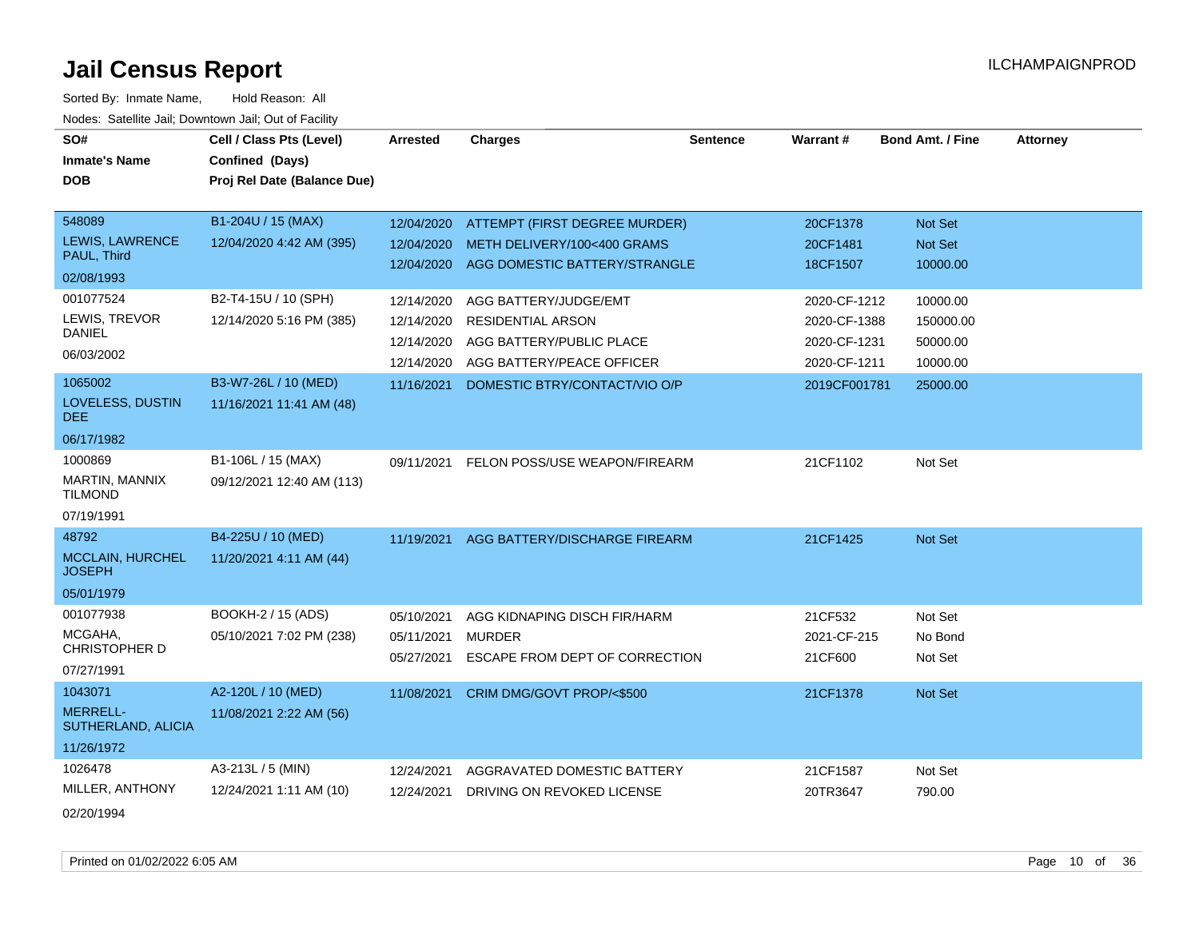# Jail Census Report

ILCHAMPAIGNPROD

Sorted By: Inmate Name, Hold Reason: All

Nodes: Satellite Jail; Downtown Jail; Out of Facility

| SO# / Inmate's Name / DOB | Cell / Class Pts (Level) / Confined (Days) / Proj Rel Date (Balance Due) | Arrested | Charges | Sentence | Warrant # | Bond Amt. / Fine | Attorney |
|---|---|---|---|---|---|---|---|
| 548089 LEWIS, LAWRENCE PAUL, Third 02/08/1993 | B1-204U / 15 (MAX) 12/04/2020 4:42 AM (395) | 12/04/2020 | ATTEMPT (FIRST DEGREE MURDER) | | 20CF1378 | Not Set | |
| | | 12/04/2020 | METH DELIVERY/100<400 GRAMS | | 20CF1481 | Not Set | |
| | | 12/04/2020 | AGG DOMESTIC BATTERY/STRANGLE | | 18CF1507 | 10000.00 | |
| 001077524 LEWIS, TREVOR DANIEL 06/03/2002 | B2-T4-15U / 10 (SPH) 12/14/2020 5:16 PM (385) | 12/14/2020 | AGG BATTERY/JUDGE/EMT | | 2020-CF-1212 | 10000.00 | |
| | | 12/14/2020 | RESIDENTIAL ARSON | | 2020-CF-1388 | 150000.00 | |
| | | 12/14/2020 | AGG BATTERY/PUBLIC PLACE | | 2020-CF-1231 | 50000.00 | |
| | | 12/14/2020 | AGG BATTERY/PEACE OFFICER | | 2020-CF-1211 | 10000.00 | |
| 1065002 LOVELESS, DUSTIN DEE 06/17/1982 | B3-W7-26L / 10 (MED) 11/16/2021 11:41 AM (48) | 11/16/2021 | DOMESTIC BTRY/CONTACT/VIO O/P | | 2019CF001781 | 25000.00 | |
| 1000869 MARTIN, MANNIX TILMOND 07/19/1991 | B1-106L / 15 (MAX) 09/12/2021 12:40 AM (113) | 09/11/2021 | FELON POSS/USE WEAPON/FIREARM | | 21CF1102 | Not Set | |
| 48792 MCCLAIN, HURCHEL JOSEPH 05/01/1979 | B4-225U / 10 (MED) 11/20/2021 4:11 AM (44) | 11/19/2021 | AGG BATTERY/DISCHARGE FIREARM | | 21CF1425 | Not Set | |
| 001077938 MCGAHA, CHRISTOPHER D 07/27/1991 | BOOKH-2 / 15 (ADS) 05/10/2021 7:02 PM (238) | 05/10/2021 | AGG KIDNAPING DISCH FIR/HARM | | 21CF532 | Not Set | |
| | | 05/11/2021 | MURDER | | 2021-CF-215 | No Bond | |
| | | 05/27/2021 | ESCAPE FROM DEPT OF CORRECTION | | 21CF600 | Not Set | |
| 1043071 MERRELL-SUTHERLAND, ALICIA 11/26/1972 | A2-120L / 10 (MED) 11/08/2021 2:22 AM (56) | 11/08/2021 | CRIM DMG/GOVT PROP/<$500 | | 21CF1378 | Not Set | |
| 1026478 MILLER, ANTHONY 02/20/1994 | A3-213L / 5 (MIN) 12/24/2021 1:11 AM (10) | 12/24/2021 | AGGRAVATED DOMESTIC BATTERY | | 21CF1587 | Not Set | |
| | | 12/24/2021 | DRIVING ON REVOKED LICENSE | | 20TR3647 | 790.00 | |

Printed on 01/02/2022 6:05 AM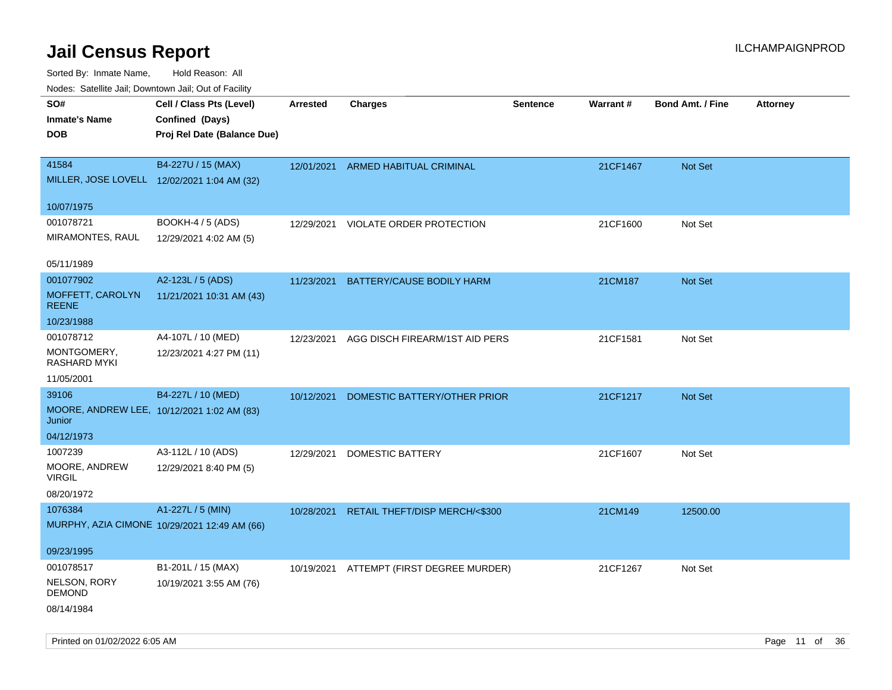# Jail Census Report

ILCHAMPAIGNPROD

Sorted By: Inmate Name, Hold Reason: All

Nodes: Satellite Jail; Downtown Jail; Out of Facility

| SO# / Inmate's Name / DOB | Cell / Class Pts (Level) / Confined (Days) / Proj Rel Date (Balance Due) | Arrested | Charges | Sentence | Warrant # | Bond Amt. / Fine | Attorney |
|---|---|---|---|---|---|---|---|
| 41584<br>MILLER, JOSE LOVELL<br>10/07/1975 | B4-227U / 15 (MAX)<br>12/02/2021 1:04 AM (32) | 12/01/2021 | ARMED HABITUAL CRIMINAL | | 21CF1467 | Not Set | |
| 001078721<br>MIRAMONTES, RAUL<br>05/11/1989 | BOOKH-4 / 5 (ADS)<br>12/29/2021 4:02 AM (5) | 12/29/2021 | VIOLATE ORDER PROTECTION | | 21CF1600 | Not Set | |
| 001077902<br>MOFFETT, CAROLYN REENE<br>10/23/1988 | A2-123L / 5 (ADS)<br>11/21/2021 10:31 AM (43) | 11/23/2021 | BATTERY/CAUSE BODILY HARM | | 21CM187 | Not Set | |
| 001078712<br>MONTGOMERY, RASHARD MYKI<br>11/05/2001 | A4-107L / 10 (MED)<br>12/23/2021 4:27 PM (11) | 12/23/2021 | AGG DISCH FIREARM/1ST AID PERS | | 21CF1581 | Not Set | |
| 39106<br>MOORE, ANDREW LEE, Junior<br>04/12/1973 | B4-227L / 10 (MED)<br>10/12/2021 1:02 AM (83) | 10/12/2021 | DOMESTIC BATTERY/OTHER PRIOR | | 21CF1217 | Not Set | |
| 1007239<br>MOORE, ANDREW VIRGIL<br>08/20/1972 | A3-112L / 10 (ADS)<br>12/29/2021 8:40 PM (5) | 12/29/2021 | DOMESTIC BATTERY | | 21CF1607 | Not Set | |
| 1076384<br>MURPHY, AZIA CIMONE<br>09/23/1995 | A1-227L / 5 (MIN)<br>10/29/2021 12:49 AM (66) | 10/28/2021 | RETAIL THEFT/DISP MERCH/<$300 | | 21CM149 | 12500.00 | |
| 001078517<br>NELSON, RORY DEMOND<br>08/14/1984 | B1-201L / 15 (MAX)<br>10/19/2021 3:55 AM (76) | 10/19/2021 | ATTEMPT (FIRST DEGREE MURDER) | | 21CF1267 | Not Set | |

Printed on 01/02/2022 6:05 AM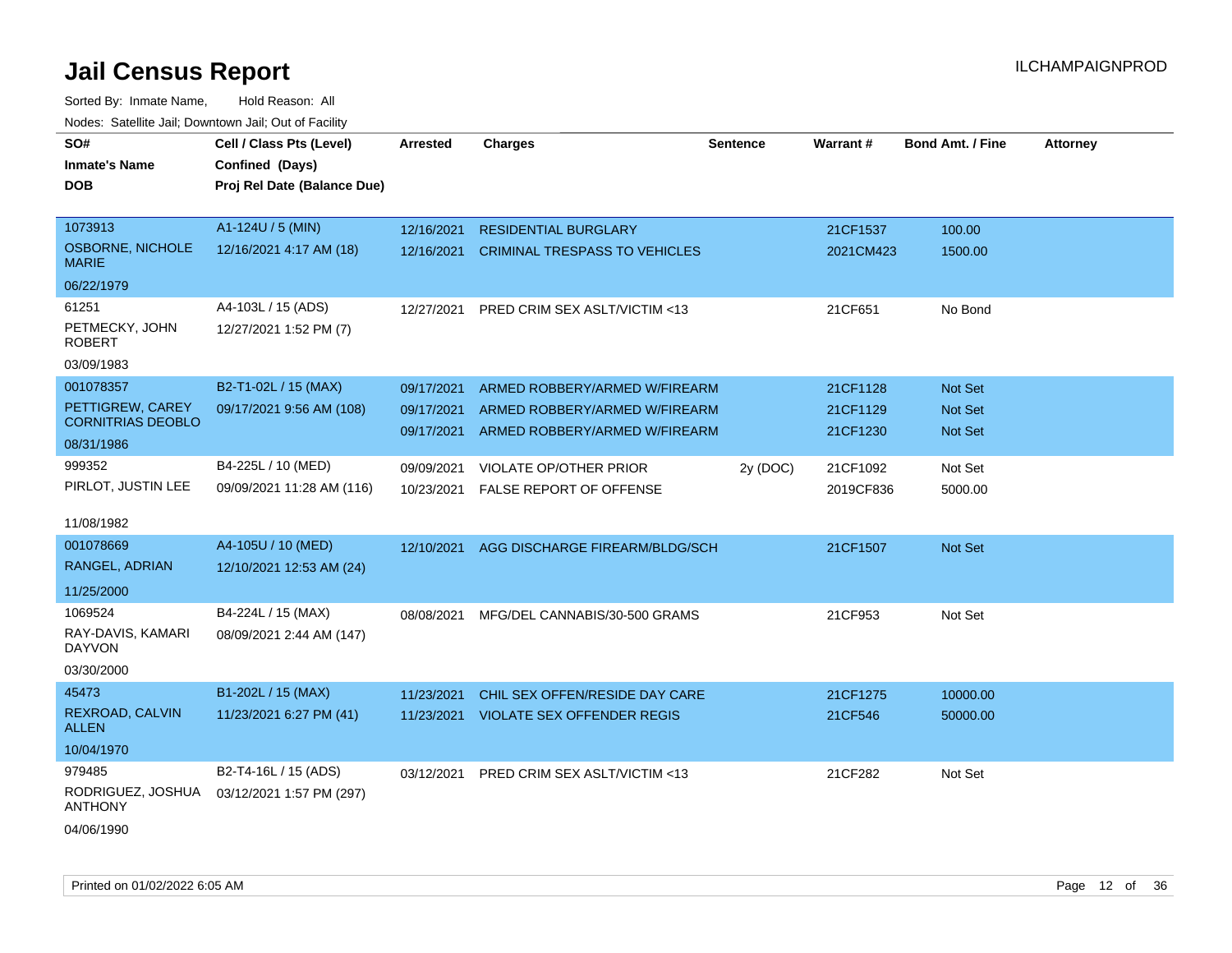# Jail Census Report

ILCHAMPAIGNPROD

Sorted By: Inmate Name, Hold Reason: All

Nodes: Satellite Jail; Downtown Jail; Out of Facility

| SO# / Inmate's Name / DOB | Cell / Class Pts (Level) / Confined (Days) / Proj Rel Date (Balance Due) | Arrested | Charges | Sentence | Warrant # | Bond Amt. / Fine | Attorney |
|---|---|---|---|---|---|---|---|
| 1073913 / OSBORNE, NICHOLE MARIE / 06/22/1979 | A1-124U / 5 (MIN) / 12/16/2021 4:17 AM (18) | 12/16/2021 | RESIDENTIAL BURGLARY | | 21CF1537 | 100.00 | |
| | | 12/16/2021 | CRIMINAL TRESPASS TO VEHICLES | | 2021CM423 | 1500.00 | |
| 61251 / PETMECKY, JOHN ROBERT / 03/09/1983 | A4-103L / 15 (ADS) / 12/27/2021 1:52 PM (7) | 12/27/2021 | PRED CRIM SEX ASLT/VICTIM <13 | | 21CF651 | No Bond | |
| 001078357 / PETTIGREW, CAREY CORNITRIAS DEOBLO / 08/31/1986 | B2-T1-02L / 15 (MAX) / 09/17/2021 9:56 AM (108) | 09/17/2021 | ARMED ROBBERY/ARMED W/FIREARM | | 21CF1128 | Not Set | |
| | | 09/17/2021 | ARMED ROBBERY/ARMED W/FIREARM | | 21CF1129 | Not Set | |
| | | 09/17/2021 | ARMED ROBBERY/ARMED W/FIREARM | | 21CF1230 | Not Set | |
| 999352 / PIRLOT, JUSTIN LEE / 11/08/1982 | B4-225L / 10 (MED) / 09/09/2021 11:28 AM (116) | 09/09/2021 | VIOLATE OP/OTHER PRIOR | 2y (DOC) | 21CF1092 | Not Set | |
| | | 10/23/2021 | FALSE REPORT OF OFFENSE | | 2019CF836 | 5000.00 | |
| 001078669 / RANGEL, ADRIAN / 11/25/2000 | A4-105U / 10 (MED) / 12/10/2021 12:53 AM (24) | 12/10/2021 | AGG DISCHARGE FIREARM/BLDG/SCH | | 21CF1507 | Not Set | |
| 1069524 / RAY-DAVIS, KAMARI DAYVON / 03/30/2000 | B4-224L / 15 (MAX) / 08/09/2021 2:44 AM (147) | 08/08/2021 | MFG/DEL CANNABIS/30-500 GRAMS | | 21CF953 | Not Set | |
| 45473 / REXROAD, CALVIN ALLEN / 10/04/1970 | B1-202L / 15 (MAX) / 11/23/2021 6:27 PM (41) | 11/23/2021 | CHIL SEX OFFEN/RESIDE DAY CARE | | 21CF1275 | 10000.00 | |
| | | 11/23/2021 | VIOLATE SEX OFFENDER REGIS | | 21CF546 | 50000.00 | |
| 979485 / RODRIGUEZ, JOSHUA ANTHONY / 04/06/1990 | B2-T4-16L / 15 (ADS) / 03/12/2021 1:57 PM (297) | 03/12/2021 | PRED CRIM SEX ASLT/VICTIM <13 | | 21CF282 | Not Set | |

Printed on 01/02/2022 6:05 AM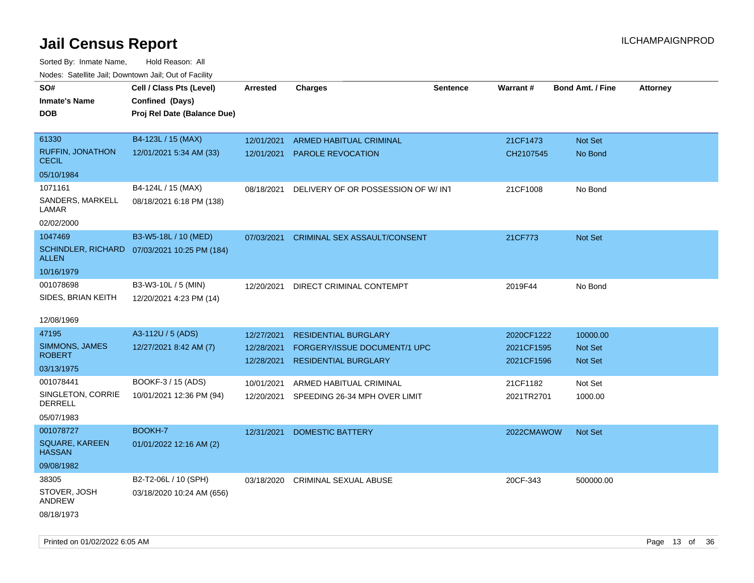# Jail Census Report

ILCHAMPAIGNPROD

Sorted By: Inmate Name, Hold Reason: All

Nodes: Satellite Jail; Downtown Jail; Out of Facility

| SO# / Inmate's Name / DOB | Cell / Class Pts (Level) / Confined (Days) / Proj Rel Date (Balance Due) | Arrested | Charges | Sentence | Warrant # | Bond Amt. / Fine | Attorney |
|---|---|---|---|---|---|---|---|
| 61330<br>RUFFIN, JONATHON CECIL<br>05/10/1984 | B4-123L / 15 (MAX)<br>12/01/2021 5:34 AM (33) | 12/01/2021<br>12/01/2021 | ARMED HABITUAL CRIMINAL<br>PAROLE REVOCATION | | 21CF1473<br>CH2107545 | Not Set<br>No Bond | |
| 1071161<br>SANDERS, MARKELL LAMAR<br>02/02/2000 | B4-124L / 15 (MAX)<br>08/18/2021 6:18 PM (138) | 08/18/2021 | DELIVERY OF OR POSSESSION OF W/ INT | | 21CF1008 | No Bond | |
| 1047469<br>SCHINDLER, RICHARD ALLEN<br>10/16/1979 | B3-W5-18L / 10 (MED)<br>07/03/2021 10:25 PM (184) | 07/03/2021 | CRIMINAL SEX ASSAULT/CONSENT | | 21CF773 | Not Set | |
| 001078698<br>SIDES, BRIAN KEITH<br>12/08/1969 | B3-W3-10L / 5 (MIN)<br>12/20/2021 4:23 PM (14) | 12/20/2021 | DIRECT CRIMINAL CONTEMPT | | 2019F44 | No Bond | |
| 47195<br>SIMMONS, JAMES ROBERT<br>03/13/1975 | A3-112U / 5 (ADS)<br>12/27/2021 8:42 AM (7) | 12/27/2021<br>12/28/2021<br>12/28/2021 | RESIDENTIAL BURGLARY<br>FORGERY/ISSUE DOCUMENT/1 UPC<br>RESIDENTIAL BURGLARY | | 2020CF1222<br>2021CF1595<br>2021CF1596 | 10000.00<br>Not Set<br>Not Set | |
| 001078441<br>SINGLETON, CORRIE DERRELL<br>05/07/1983 | BOOKF-3 / 15 (ADS)<br>10/01/2021 12:36 PM (94) | 10/01/2021<br>12/20/2021 | ARMED HABITUAL CRIMINAL<br>SPEEDING 26-34 MPH OVER LIMIT | | 21CF1182<br>2021TR2701 | Not Set<br>1000.00 | |
| 001078727<br>SQUARE, KAREEN HASSAN<br>09/08/1982 | BOOKH-7<br>01/01/2022 12:16 AM (2) | 12/31/2021 | DOMESTIC BATTERY | | 2022CMAWOW | Not Set | |
| 38305<br>STOVER, JOSH ANDREW<br>08/18/1973 | B2-T2-06L / 10 (SPH)<br>03/18/2020 10:24 AM (656) | 03/18/2020 | CRIMINAL SEXUAL ABUSE | | 20CF-343 | 500000.00 | |

Printed on 01/02/2022 6:05 AM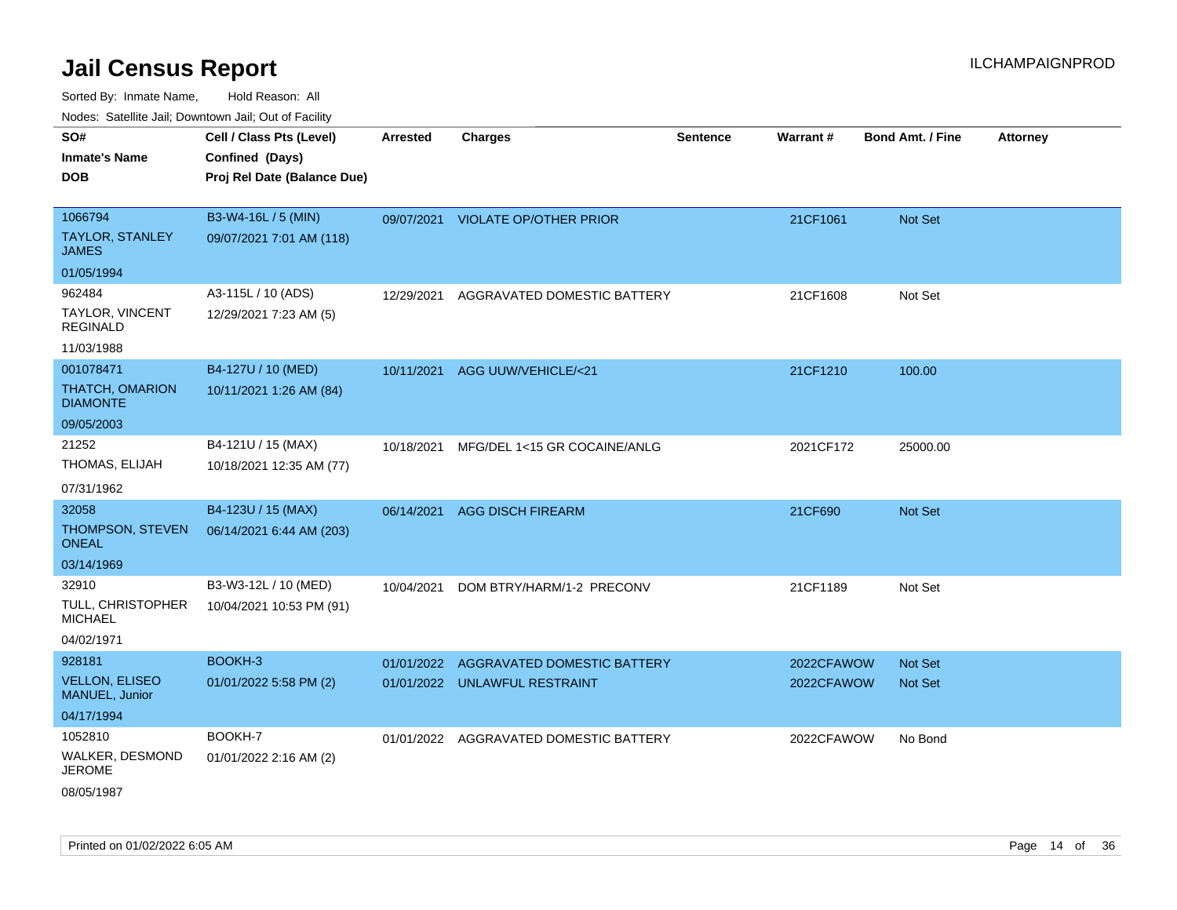# Jail Census Report

ILCHAMPAIGNPROD

Sorted By: Inmate Name, Hold Reason: All

Nodes: Satellite Jail; Downtown Jail; Out of Facility

| SO# / Inmate's Name / DOB | Cell / Class Pts (Level) / Confined (Days) / Proj Rel Date (Balance Due) | Arrested | Charges | Sentence | Warrant # | Bond Amt. / Fine | Attorney |
|---|---|---|---|---|---|---|---|
| 1066794<br>TAYLOR, STANLEY JAMES<br>01/05/1994 | B3-W4-16L / 5 (MIN)<br>09/07/2021 7:01 AM (118) | 09/07/2021 | VIOLATE OP/OTHER PRIOR | | 21CF1061 | Not Set | |
| 962484<br>TAYLOR, VINCENT REGINALD<br>11/03/1988 | A3-115L / 10 (ADS)<br>12/29/2021 7:23 AM (5) | 12/29/2021 | AGGRAVATED DOMESTIC BATTERY | | 21CF1608 | Not Set | |
| 001078471<br>THATCH, OMARION DIAMONTE<br>09/05/2003 | B4-127U / 10 (MED)<br>10/11/2021 1:26 AM (84) | 10/11/2021 | AGG UUW/VEHICLE/<21 | | 21CF1210 | 100.00 | |
| 21252<br>THOMAS, ELIJAH<br>07/31/1962 | B4-121U / 15 (MAX)<br>10/18/2021 12:35 AM (77) | 10/18/2021 | MFG/DEL 1<15 GR COCAINE/ANLG | | 2021CF172 | 25000.00 | |
| 32058<br>THOMPSON, STEVEN ONEAL<br>03/14/1969 | B4-123U / 15 (MAX)<br>06/14/2021 6:44 AM (203) | 06/14/2021 | AGG DISCH FIREARM | | 21CF690 | Not Set | |
| 32910<br>TULL, CHRISTOPHER MICHAEL<br>04/02/1971 | B3-W3-12L / 10 (MED)<br>10/04/2021 10:53 PM (91) | 10/04/2021 | DOM BTRY/HARM/1-2 PRECONV | | 21CF1189 | Not Set | |
| 928181<br>VELLON, ELISEO MANUEL, Junior<br>04/17/1994 | BOOKH-3<br>01/01/2022 5:58 PM (2) | 01/01/2022 | AGGRAVATED DOMESTIC BATTERY | | 2022CFAWOW | Not Set | |
| | | 01/01/2022 | UNLAWFUL RESTRAINT | | 2022CFAWOW | Not Set | |
| 1052810<br>WALKER, DESMOND JEROME<br>08/05/1987 | BOOKH-7<br>01/01/2022 2:16 AM (2) | 01/01/2022 | AGGRAVATED DOMESTIC BATTERY | | 2022CFAWOW | No Bond | |

Printed on 01/02/2022 6:05 AM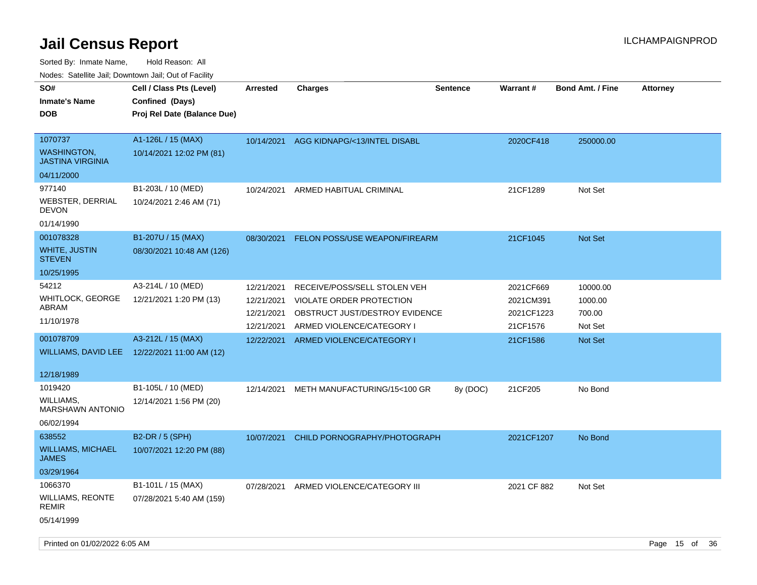# Jail Census Report

ILCHAMPAIGNPROD

Sorted By: Inmate Name, Hold Reason: All

Nodes: Satellite Jail; Downtown Jail; Out of Facility

| SO# / Inmate's Name / DOB | Cell / Class Pts (Level) / Confined (Days) / Proj Rel Date (Balance Due) | Arrested | Charges | Sentence | Warrant # | Bond Amt. / Fine | Attorney |
|---|---|---|---|---|---|---|---|
| 1070737<br>WASHINGTON, JASTINA VIRGINIA<br>04/11/2000 | A1-126L / 15 (MAX)<br>10/14/2021 12:02 PM (81) | 10/14/2021 | AGG KIDNAPG/<13/INTEL DISABL | | 2020CF418 | 250000.00 | |
| 977140<br>WEBSTER, DERRIAL DEVON<br>01/14/1990 | B1-203L / 10 (MED)<br>10/24/2021 2:46 AM (71) | 10/24/2021 | ARMED HABITUAL CRIMINAL | | 21CF1289 | Not Set | |
| 001078328<br>WHITE, JUSTIN STEVEN<br>10/25/1995 | B1-207U / 15 (MAX)<br>08/30/2021 10:48 AM (126) | 08/30/2021 | FELON POSS/USE WEAPON/FIREARM | | 21CF1045 | Not Set | |
| 54212<br>WHITLOCK, GEORGE ABRAM<br>11/10/1978 | A3-214L / 10 (MED)<br>12/21/2021 1:20 PM (13) | 12/21/2021 | RECEIVE/POSS/SELL STOLEN VEH | | 2021CF669 | 10000.00 | |
| | | 12/21/2021 | VIOLATE ORDER PROTECTION | | 2021CM391 | 1000.00 | |
| | | 12/21/2021 | OBSTRUCT JUST/DESTROY EVIDENCE | | 2021CF1223 | 700.00 | |
| | | 12/21/2021 | ARMED VIOLENCE/CATEGORY I | | 21CF1576 | Not Set | |
| 001078709<br>WILLIAMS, DAVID LEE<br>12/18/1989 | A3-212L / 15 (MAX)<br>12/22/2021 11:00 AM (12) | 12/22/2021 | ARMED VIOLENCE/CATEGORY I | | 21CF1586 | Not Set | |
| 1019420<br>WILLIAMS, MARSHAWN ANTONIO<br>06/02/1994 | B1-105L / 10 (MED)<br>12/14/2021 1:56 PM (20) | 12/14/2021 | METH MANUFACTURING/15<100 GR | 8y (DOC) | 21CF205 | No Bond | |
| 638552<br>WILLIAMS, MICHAEL JAMES<br>03/29/1964 | B2-DR / 5 (SPH)<br>10/07/2021 12:20 PM (88) | 10/07/2021 | CHILD PORNOGRAPHY/PHOTOGRAPH | | 2021CF1207 | No Bond | |
| 1066370<br>WILLIAMS, REONTE REMIR<br>05/14/1999 | B1-101L / 15 (MAX)<br>07/28/2021 5:40 AM (159) | 07/28/2021 | ARMED VIOLENCE/CATEGORY III | | 2021 CF 882 | Not Set | |

Printed on 01/02/2022 6:05 AM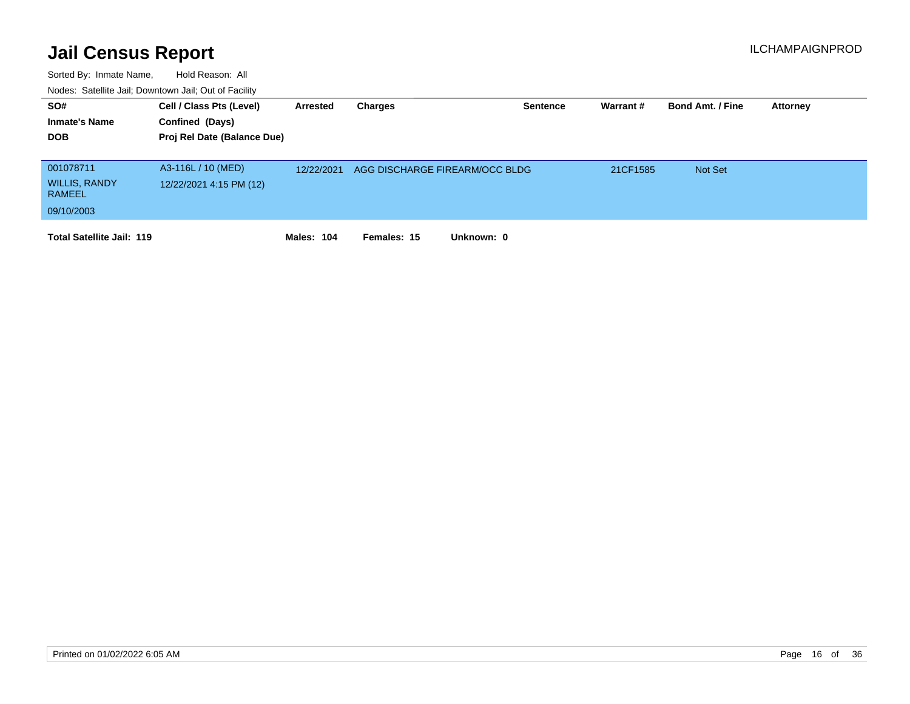# Jail Census Report

ILCHAMPAIGNPROD

Sorted By: Inmate Name, Hold Reason: All

Nodes: Satellite Jail; Downtown Jail; Out of Facility

| SO# / Inmate's Name / DOB | Cell / Class Pts (Level) / Confined (Days) / Proj Rel Date (Balance Due) | Arrested | Charges | Sentence | Warrant # | Bond Amt. / Fine | Attorney |
|---|---|---|---|---|---|---|---|
| 001078711 WILLIS, RANDY RAMEEL 09/10/2003 | A3-116L / 10 (MED) 12/22/2021 4:15 PM (12) | 12/22/2021 | AGG DISCHARGE FIREARM/OCC BLDG | | 21CF1585 | Not Set | |

**Total Satellite Jail: 119** **Males: 104** **Females: 15** **Unknown: 0**

Printed on 01/02/2022 6:05 AM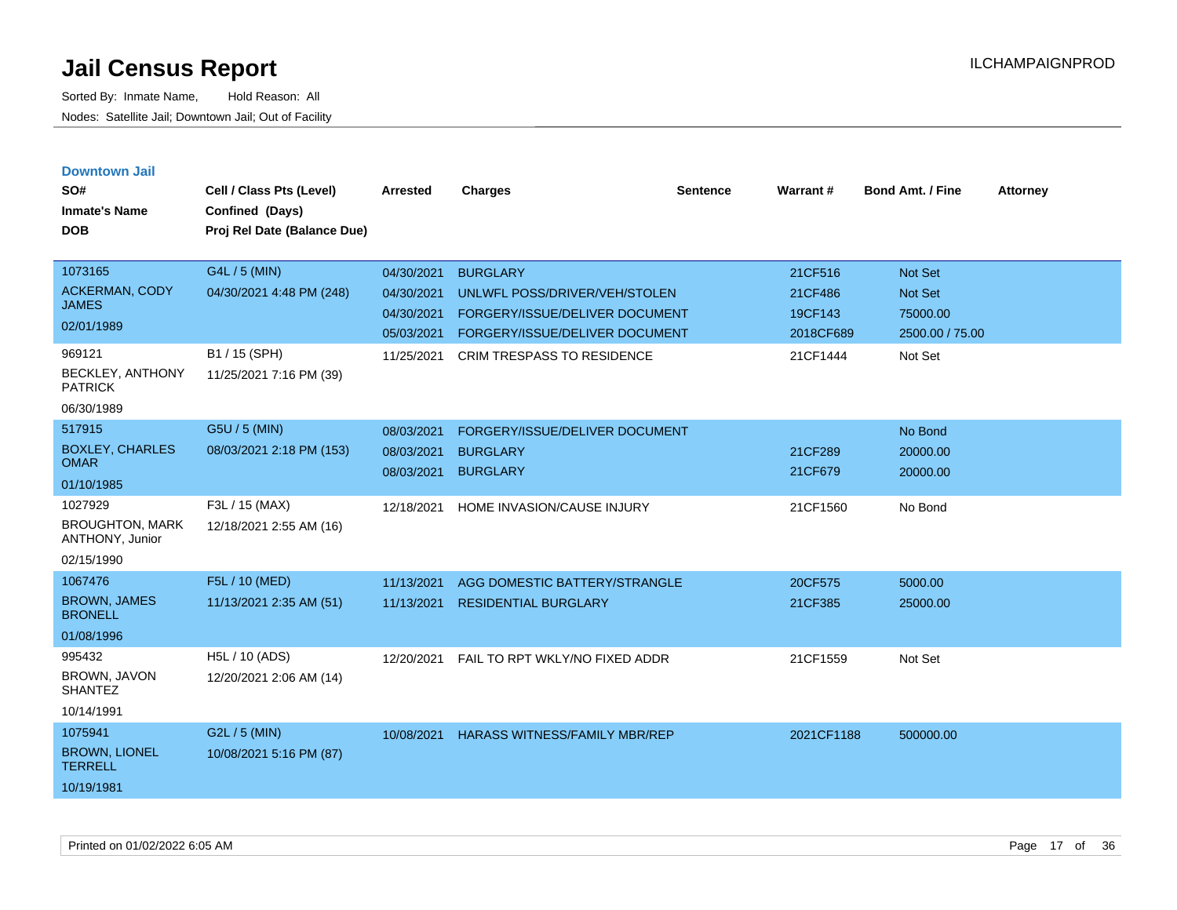# Jail Census Report

Sorted By: Inmate Name, Hold Reason: All

Nodes: Satellite Jail; Downtown Jail; Out of Facility

ILCHAMPAIGNPROD

## Downtown Jail

| SO# / Inmate's Name / DOB | Cell / Class Pts (Level) / Confined (Days) / Proj Rel Date (Balance Due) | Arrested | Charges | Sentence | Warrant # | Bond Amt. / Fine | Attorney |
|---|---|---|---|---|---|---|---|
| 1073165<br>ACKERMAN, CODY JAMES<br>02/01/1989 | G4L / 5 (MIN)<br>04/30/2021 4:48 PM (248) | 04/30/2021 | BURGLARY | | 21CF516 | Not Set | |
| | | 04/30/2021 | UNLWFL POSS/DRIVER/VEH/STOLEN | | 21CF486 | Not Set | |
| | | 04/30/2021 | FORGERY/ISSUE/DELIVER DOCUMENT | | 19CF143 | 75000.00 | |
| | | 05/03/2021 | FORGERY/ISSUE/DELIVER DOCUMENT | | 2018CF689 | 2500.00 / 75.00 | |
| 969121<br>BECKLEY, ANTHONY PATRICK<br>06/30/1989 | B1 / 15 (SPH)<br>11/25/2021 7:16 PM (39) | 11/25/2021 | CRIM TRESPASS TO RESIDENCE | | 21CF1444 | Not Set | |
| 517915<br>BOXLEY, CHARLES OMAR<br>01/10/1985 | G5U / 5 (MIN)<br>08/03/2021 2:18 PM (153) | 08/03/2021 | FORGERY/ISSUE/DELIVER DOCUMENT | | | No Bond | |
| | | 08/03/2021 | BURGLARY | | 21CF289 | 20000.00 | |
| | | 08/03/2021 | BURGLARY | | 21CF679 | 20000.00 | |
| 1027929<br>BROUGHTON, MARK ANTHONY, Junior<br>02/15/1990 | F3L / 15 (MAX)<br>12/18/2021 2:55 AM (16) | 12/18/2021 | HOME INVASION/CAUSE INJURY | | 21CF1560 | No Bond | |
| 1067476<br>BROWN, JAMES BRONELL<br>01/08/1996 | F5L / 10 (MED)<br>11/13/2021 2:35 AM (51) | 11/13/2021 | AGG DOMESTIC BATTERY/STRANGLE | | 20CF575 | 5000.00 | |
| | | 11/13/2021 | RESIDENTIAL BURGLARY | | 21CF385 | 25000.00 | |
| 995432<br>BROWN, JAVON SHANTEZ<br>10/14/1991 | H5L / 10 (ADS)<br>12/20/2021 2:06 AM (14) | 12/20/2021 | FAIL TO RPT WKLY/NO FIXED ADDR | | 21CF1559 | Not Set | |
| 1075941<br>BROWN, LIONEL TERRELL<br>10/19/1981 | G2L / 5 (MIN)<br>10/08/2021 5:16 PM (87) | 10/08/2021 | HARASS WITNESS/FAMILY MBR/REP | | 2021CF1188 | 500000.00 | |

Printed on 01/02/2022 6:05 AM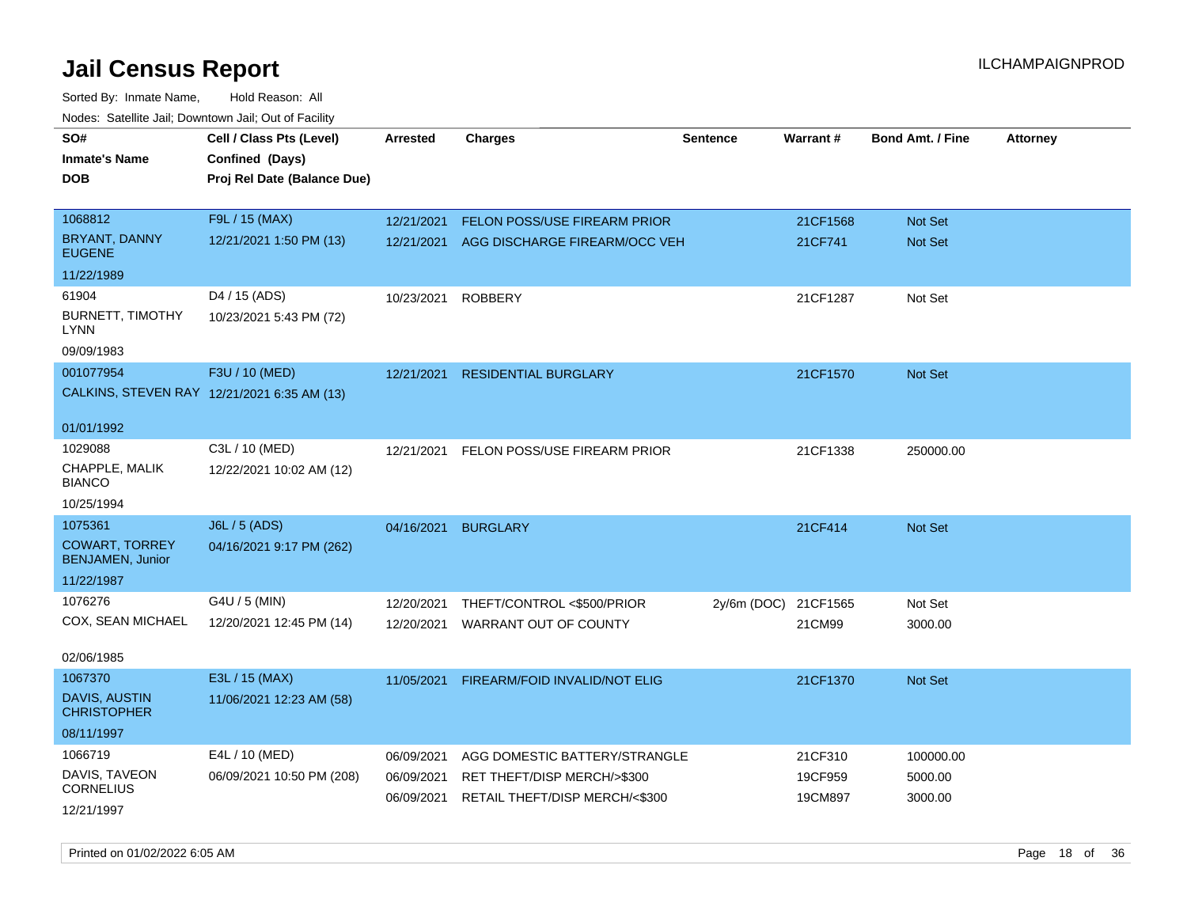# Jail Census Report

ILCHAMPAIGNPROD

Sorted By: Inmate Name, Hold Reason: All

Nodes: Satellite Jail; Downtown Jail; Out of Facility

| SO# / Inmate's Name / DOB | Cell / Class Pts (Level) / Confined (Days) / Proj Rel Date (Balance Due) | Arrested | Charges | Sentence | Warrant # | Bond Amt. / Fine | Attorney |
|---|---|---|---|---|---|---|---|
| 1068812 BRYANT, DANNY EUGENE 11/22/1989 | F9L / 15 (MAX) 12/21/2021 1:50 PM (13) | 12/21/2021 | FELON POSS/USE FIREARM PRIOR | | 21CF1568 | Not Set | |
| | | 12/21/2021 | AGG DISCHARGE FIREARM/OCC VEH | | 21CF741 | Not Set | |
| 61904 BURNETT, TIMOTHY LYNN 09/09/1983 | D4 / 15 (ADS) 10/23/2021 5:43 PM (72) | 10/23/2021 | ROBBERY | | 21CF1287 | Not Set | |
| 001077954 CALKINS, STEVEN RAY 01/01/1992 | F3U / 10 (MED) 12/21/2021 6:35 AM (13) | 12/21/2021 | RESIDENTIAL BURGLARY | | 21CF1570 | Not Set | |
| 1029088 CHAPPLE, MALIK BIANCO 10/25/1994 | C3L / 10 (MED) 12/22/2021 10:02 AM (12) | 12/21/2021 | FELON POSS/USE FIREARM PRIOR | | 21CF1338 | 250000.00 | |
| 1075361 COWART, TORREY BENJAMEN, Junior 11/22/1987 | J6L / 5 (ADS) 04/16/2021 9:17 PM (262) | 04/16/2021 | BURGLARY | | 21CF414 | Not Set | |
| 1076276 COX, SEAN MICHAEL 02/06/1985 | G4U / 5 (MIN) 12/20/2021 12:45 PM (14) | 12/20/2021 | THEFT/CONTROL <$500/PRIOR | 2y/6m (DOC) | 21CF1565 | Not Set | |
| | | 12/20/2021 | WARRANT OUT OF COUNTY | | 21CM99 | 3000.00 | |
| 1067370 DAVIS, AUSTIN CHRISTOPHER 08/11/1997 | E3L / 15 (MAX) 11/06/2021 12:23 AM (58) | 11/05/2021 | FIREARM/FOID INVALID/NOT ELIG | | 21CF1370 | Not Set | |
| 1066719 DAVIS, TAVEON CORNELIUS 12/21/1997 | E4L / 10 (MED) 06/09/2021 10:50 PM (208) | 06/09/2021 | AGG DOMESTIC BATTERY/STRANGLE | | 21CF310 | 100000.00 | |
| | | 06/09/2021 | RET THEFT/DISP MERCH/>$300 | | 19CF959 | 5000.00 | |
| | | 06/09/2021 | RETAIL THEFT/DISP MERCH/<$300 | | 19CM897 | 3000.00 | |

Printed on 01/02/2022 6:05 AM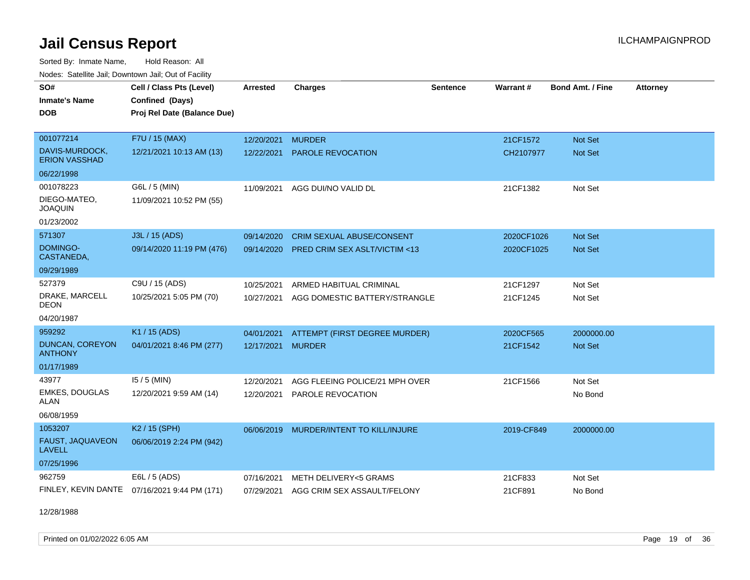# Jail Census Report

ILCHAMPAIGNPROD

Sorted By: Inmate Name, Hold Reason: All

Nodes: Satellite Jail; Downtown Jail; Out of Facility

| SO# / Inmate's Name / DOB | Cell / Class Pts (Level) / Confined (Days) / Proj Rel Date (Balance Due) | Arrested | Charges | Sentence | Warrant # | Bond Amt. / Fine | Attorney |
|---|---|---|---|---|---|---|---|
| 001077214 DAVIS-MURDOCK, ERION VASSHAD 06/22/1998 | F7U / 15 (MAX) 12/21/2021 10:13 AM (13) | 12/20/2021 | MURDER | | 21CF1572 | Not Set | |
| | | 12/22/2021 | PAROLE REVOCATION | | CH2107977 | Not Set | |
| 001078223 DIEGO-MATEO, JOAQUIN 01/23/2002 | G6L / 5 (MIN) 11/09/2021 10:52 PM (55) | 11/09/2021 | AGG DUI/NO VALID DL | | 21CF1382 | Not Set | |
| 571307 DOMINGO-CASTANEDA, 09/29/1989 | J3L / 15 (ADS) 09/14/2020 11:19 PM (476) | 09/14/2020 | CRIM SEXUAL ABUSE/CONSENT | | 2020CF1026 | Not Set | |
| | | 09/14/2020 | PRED CRIM SEX ASLT/VICTIM <13 | | 2020CF1025 | Not Set | |
| 527379 DRAKE, MARCELL DEON 04/20/1987 | C9U / 15 (ADS) 10/25/2021 5:05 PM (70) | 10/25/2021 | ARMED HABITUAL CRIMINAL | | 21CF1297 | Not Set | |
| | | 10/27/2021 | AGG DOMESTIC BATTERY/STRANGLE | | 21CF1245 | Not Set | |
| 959292 DUNCAN, COREYON ANTHONY 01/17/1989 | K1 / 15 (ADS) 04/01/2021 8:46 PM (277) | 04/01/2021 | ATTEMPT (FIRST DEGREE MURDER) | | 2020CF565 | 2000000.00 | |
| | | 12/17/2021 | MURDER | | 21CF1542 | Not Set | |
| 43977 EMKES, DOUGLAS ALAN 06/08/1959 | I5 / 5 (MIN) 12/20/2021 9:59 AM (14) | 12/20/2021 | AGG FLEEING POLICE/21 MPH OVER | | 21CF1566 | Not Set | |
| | | 12/20/2021 | PAROLE REVOCATION | | | No Bond | |
| 1053207 FAUST, JAQUAVEON LAVELL 07/25/1996 | K2 / 15 (SPH) 06/06/2019 2:24 PM (942) | 06/06/2019 | MURDER/INTENT TO KILL/INJURE | | 2019-CF849 | 2000000.00 | |
| 962759 FINLEY, KEVIN DANTE 12/28/1988 | E6L / 5 (ADS) 07/16/2021 9:44 PM (171) | 07/16/2021 | METH DELIVERY<5 GRAMS | | 21CF833 | Not Set | |
| | | 07/29/2021 | AGG CRIM SEX ASSAULT/FELONY | | 21CF891 | No Bond | |

Printed on 01/02/2022 6:05 AM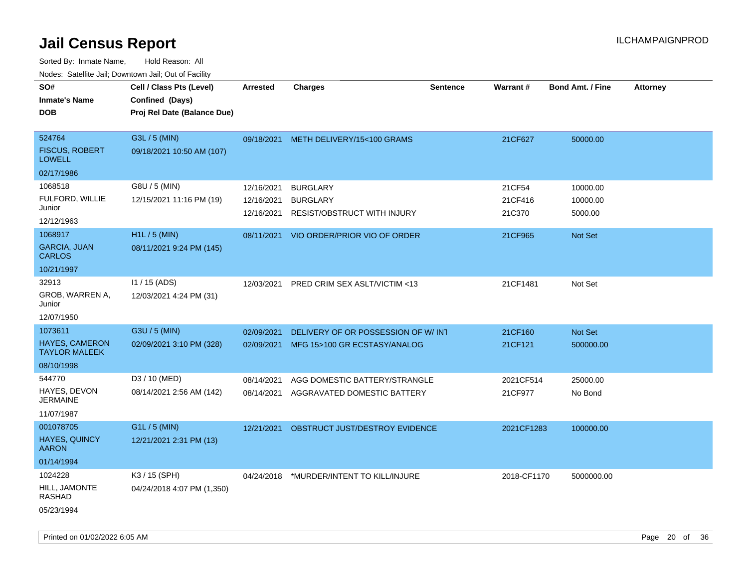# Jail Census Report

ILCHAMPAIGNPROD

Sorted By: Inmate Name, Hold Reason: All

Nodes: Satellite Jail; Downtown Jail; Out of Facility

| SO# / Inmate's Name / DOB | Cell / Class Pts (Level) / Confined (Days) / Proj Rel Date (Balance Due) | Arrested | Charges | Sentence | Warrant # | Bond Amt. / Fine | Attorney |
|---|---|---|---|---|---|---|---|
| 524764<br>FISCUS, ROBERT LOWELL<br>02/17/1986 | G3L / 5 (MIN)<br>09/18/2021 10:50 AM (107) | 09/18/2021 | METH DELIVERY/15<100 GRAMS | | 21CF627 | 50000.00 | |
| 1068518<br>FULFORD, WILLIE Junior<br>12/12/1963 | G8U / 5 (MIN)<br>12/15/2021 11:16 PM (19) | 12/16/2021 | BURGLARY | | 21CF54 | 10000.00 | |
| | | 12/16/2021 | BURGLARY | | 21CF416 | 10000.00 | |
| | | 12/16/2021 | RESIST/OBSTRUCT WITH INJURY | | 21C370 | 5000.00 | |
| 1068917<br>GARCIA, JUAN CARLOS<br>10/21/1997 | H1L / 5 (MIN)<br>08/11/2021 9:24 PM (145) | 08/11/2021 | VIO ORDER/PRIOR VIO OF ORDER | | 21CF965 | Not Set | |
| 32913<br>GROB, WARREN A, Junior<br>12/07/1950 | I1 / 15 (ADS)<br>12/03/2021 4:24 PM (31) | 12/03/2021 | PRED CRIM SEX ASLT/VICTIM <13 | | 21CF1481 | Not Set | |
| 1073611<br>HAYES, CAMERON TAYLOR MALEEK<br>08/10/1998 | G3U / 5 (MIN)<br>02/09/2021 3:10 PM (328) | 02/09/2021 | DELIVERY OF OR POSSESSION OF W/ INT | | 21CF160 | Not Set | |
| | | 02/09/2021 | MFG 15>100 GR ECSTASY/ANALOG | | 21CF121 | 500000.00 | |
| 544770<br>HAYES, DEVON JERMAINE<br>11/07/1987 | D3 / 10 (MED)<br>08/14/2021 2:56 AM (142) | 08/14/2021 | AGG DOMESTIC BATTERY/STRANGLE | | 2021CF514 | 25000.00 | |
| | | 08/14/2021 | AGGRAVATED DOMESTIC BATTERY | | 21CF977 | No Bond | |
| 001078705<br>HAYES, QUINCY AARON<br>01/14/1994 | G1L / 5 (MIN)<br>12/21/2021 2:31 PM (13) | 12/21/2021 | OBSTRUCT JUST/DESTROY EVIDENCE | | 2021CF1283 | 100000.00 | |
| 1024228<br>HILL, JAMONTE RASHAD<br>05/23/1994 | K3 / 15 (SPH)<br>04/24/2018 4:07 PM (1,350) | 04/24/2018 | *MURDER/INTENT TO KILL/INJURE | | 2018-CF1170 | 5000000.00 | |

Printed on 01/02/2022 6:05 AM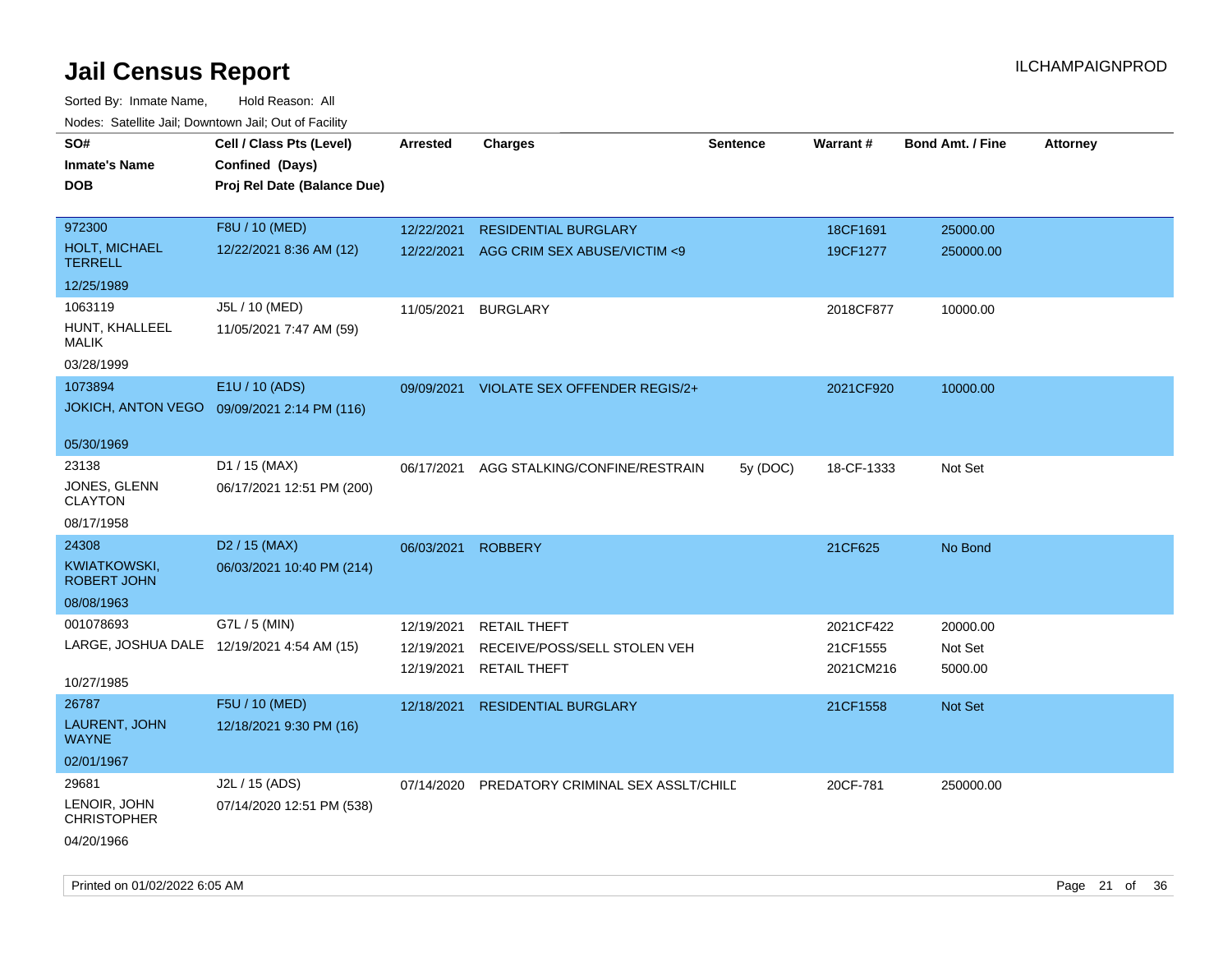# Jail Census Report

ILCHAMPAIGNPROD

Sorted By: Inmate Name, Hold Reason: All

Nodes: Satellite Jail; Downtown Jail; Out of Facility

| SO# / Inmate's Name / DOB | Cell / Class Pts (Level) / Confined (Days) / Proj Rel Date (Balance Due) | Arrested | Charges | Sentence | Warrant # | Bond Amt. / Fine | Attorney |
|---|---|---|---|---|---|---|---|
| 972300<br>HOLT, MICHAEL TERRELL<br>12/25/1989 | F8U / 10 (MED)<br>12/22/2021 8:36 AM (12) | 12/22/2021 | RESIDENTIAL BURGLARY | | 18CF1691 | 25000.00 | |
| | | 12/22/2021 | AGG CRIM SEX ABUSE/VICTIM <9 | | 19CF1277 | 250000.00 | |
| 1063119<br>HUNT, KHALLEEL MALIK<br>03/28/1999 | J5L / 10 (MED)<br>11/05/2021 7:47 AM (59) | 11/05/2021 | BURGLARY | | 2018CF877 | 10000.00 | |
| 1073894<br>JOKICH, ANTON VEGO<br>05/30/1969 | E1U / 10 (ADS)<br>09/09/2021 2:14 PM (116) | 09/09/2021 | VIOLATE SEX OFFENDER REGIS/2+ | | 2021CF920 | 10000.00 | |
| 23138<br>JONES, GLENN CLAYTON<br>08/17/1958 | D1 / 15 (MAX)<br>06/17/2021 12:51 PM (200) | 06/17/2021 | AGG STALKING/CONFINE/RESTRAIN | 5y (DOC) | 18-CF-1333 | Not Set | |
| 24308<br>KWIATKOWSKI, ROBERT JOHN<br>08/08/1963 | D2 / 15 (MAX)<br>06/03/2021 10:40 PM (214) | 06/03/2021 | ROBBERY | | 21CF625 | No Bond | |
| 001078693<br>LARGE, JOSHUA DALE<br>10/27/1985 | G7L / 5 (MIN)<br>12/19/2021 4:54 AM (15) | 12/19/2021 | RETAIL THEFT | | 2021CF422 | 20000.00 | |
| | | 12/19/2021 | RECEIVE/POSS/SELL STOLEN VEH | | 21CF1555 | Not Set | |
| | | 12/19/2021 | RETAIL THEFT | | 2021CM216 | 5000.00 | |
| 26787<br>LAURENT, JOHN WAYNE<br>02/01/1967 | F5U / 10 (MED)<br>12/18/2021 9:30 PM (16) | 12/18/2021 | RESIDENTIAL BURGLARY | | 21CF1558 | Not Set | |
| 29681<br>LENOIR, JOHN CHRISTOPHER<br>04/20/1966 | J2L / 15 (ADS)<br>07/14/2020 12:51 PM (538) | 07/14/2020 | PREDATORY CRIMINAL SEX ASSLT/CHILD | | 20CF-781 | 250000.00 | |

Printed on 01/02/2022 6:05 AM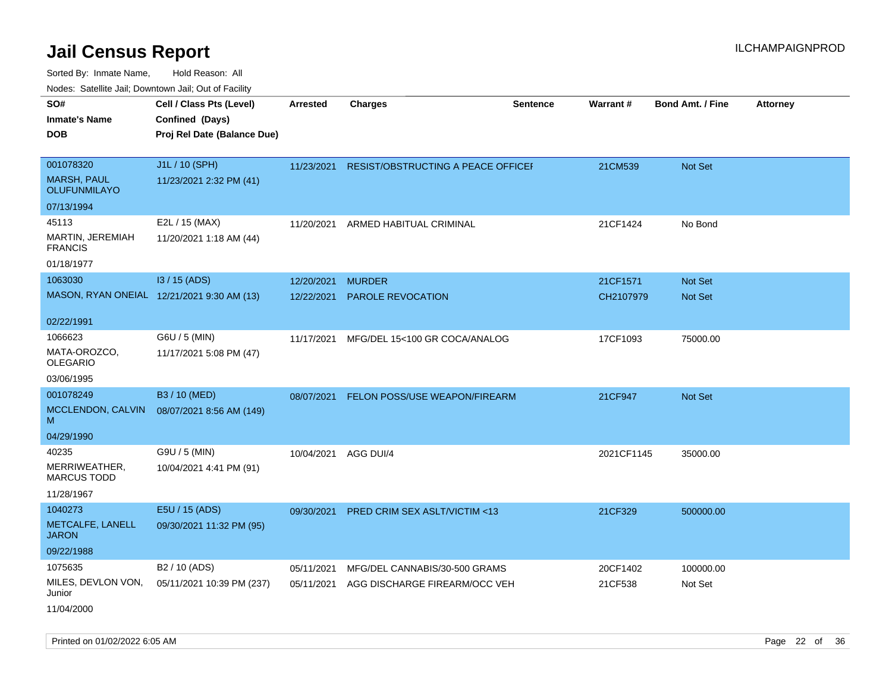# Jail Census Report

ILCHAMPAIGNPROD

Sorted By: Inmate Name, Hold Reason: All

Nodes: Satellite Jail; Downtown Jail; Out of Facility

| SO# / Inmate's Name / DOB | Cell / Class Pts (Level) / Confined (Days) / Proj Rel Date (Balance Due) | Arrested | Charges | Sentence | Warrant # | Bond Amt. / Fine | Attorney |
|---|---|---|---|---|---|---|---|
| 001078320<br>MARSH, PAUL OLUFUNMILAYO<br>07/13/1994 | J1L / 10 (SPH)<br>11/23/2021 2:32 PM (41) | 11/23/2021 | RESIST/OBSTRUCTING A PEACE OFFICEI | | 21CM539 | Not Set | |
| 45113<br>MARTIN, JEREMIAH FRANCIS<br>01/18/1977 | E2L / 15 (MAX)<br>11/20/2021 1:18 AM (44) | 11/20/2021 | ARMED HABITUAL CRIMINAL | | 21CF1424 | No Bond | |
| 1063030<br>MASON, RYAN ONEIAL<br>02/22/1991 | I3 / 15 (ADS)<br>12/21/2021 9:30 AM (13) | 12/20/2021<br>12/22/2021 | MURDER<br>PAROLE REVOCATION | | 21CF1571<br>CH2107979 | Not Set<br>Not Set | |
| 1066623<br>MATA-OROZCO, OLEGARIO<br>03/06/1995 | G6U / 5 (MIN)<br>11/17/2021 5:08 PM (47) | 11/17/2021 | MFG/DEL 15<100 GR COCA/ANALOG | | 17CF1093 | 75000.00 | |
| 001078249<br>MCCLENDON, CALVIN M<br>04/29/1990 | B3 / 10 (MED)<br>08/07/2021 8:56 AM (149) | 08/07/2021 | FELON POSS/USE WEAPON/FIREARM | | 21CF947 | Not Set | |
| 40235<br>MERRIWEATHER, MARCUS TODD<br>11/28/1967 | G9U / 5 (MIN)<br>10/04/2021 4:41 PM (91) | 10/04/2021 | AGG DUI/4 | | 2021CF1145 | 35000.00 | |
| 1040273<br>METCALFE, LANELL JARON<br>09/22/1988 | E5U / 15 (ADS)<br>09/30/2021 11:32 PM (95) | 09/30/2021 | PRED CRIM SEX ASLT/VICTIM <13 | | 21CF329 | 500000.00 | |
| 1075635<br>MILES, DEVLON VON, Junior<br>11/04/2000 | B2 / 10 (ADS)<br>05/11/2021 10:39 PM (237) | 05/11/2021<br>05/11/2021 | MFG/DEL CANNABIS/30-500 GRAMS<br>AGG DISCHARGE FIREARM/OCC VEH | | 20CF1402<br>21CF538 | 100000.00<br>Not Set | |

Printed on 01/02/2022 6:05 AM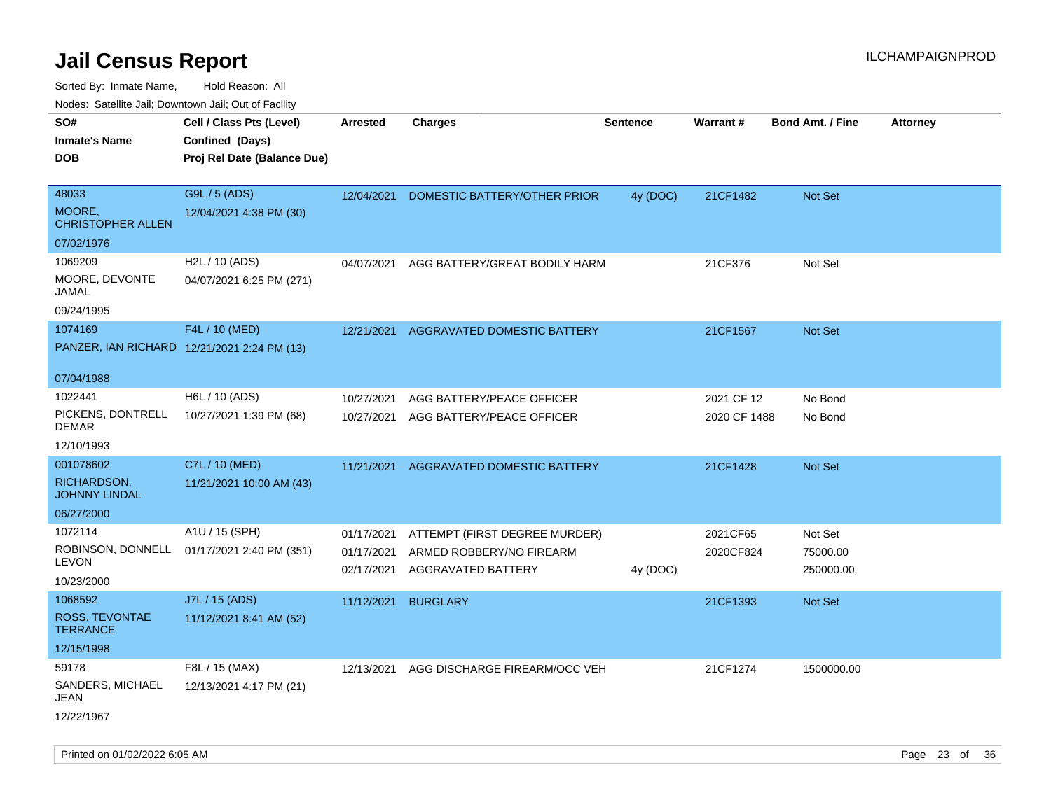# Jail Census Report

ILCHAMPAIGNPROD

Sorted By: Inmate Name, Hold Reason: All

Nodes: Satellite Jail; Downtown Jail; Out of Facility

| SO# / Inmate's Name / DOB | Cell / Class Pts (Level) / Confined (Days) / Proj Rel Date (Balance Due) | Arrested | Charges | Sentence | Warrant # | Bond Amt. / Fine | Attorney |
|---|---|---|---|---|---|---|---|
| 48033<br>MOORE, CHRISTOPHER ALLEN<br>07/02/1976 | G9L / 5 (ADS)<br>12/04/2021 4:38 PM (30) | 12/04/2021 | DOMESTIC BATTERY/OTHER PRIOR | 4y (DOC) | 21CF1482 | Not Set | |
| 1069209<br>MOORE, DEVONTE JAMAL<br>09/24/1995 | H2L / 10 (ADS)<br>04/07/2021 6:25 PM (271) | 04/07/2021 | AGG BATTERY/GREAT BODILY HARM | | 21CF376 | Not Set | |
| 1074169<br>PANZER, IAN RICHARD<br>07/04/1988 | F4L / 10 (MED)<br>12/21/2021 2:24 PM (13) | 12/21/2021 | AGGRAVATED DOMESTIC BATTERY | | 21CF1567 | Not Set | |
| 1022441<br>PICKENS, DONTRELL DEMAR<br>12/10/1993 | H6L / 10 (ADS)<br>10/27/2021 1:39 PM (68) | 10/27/2021<br>10/27/2021 | AGG BATTERY/PEACE OFFICER<br>AGG BATTERY/PEACE OFFICER | | 2021 CF 12<br>2020 CF 1488 | No Bond<br>No Bond | |
| 001078602<br>RICHARDSON, JOHNNY LINDAL<br>06/27/2000 | C7L / 10 (MED)<br>11/21/2021 10:00 AM (43) | 11/21/2021 | AGGRAVATED DOMESTIC BATTERY | | 21CF1428 | Not Set | |
| 1072114<br>ROBINSON, DONNELL LEVON<br>10/23/2000 | A1U / 15 (SPH)<br>01/17/2021 2:40 PM (351) | 01/17/2021<br>01/17/2021<br>02/17/2021 | ATTEMPT (FIRST DEGREE MURDER)<br>ARMED ROBBERY/NO FIREARM<br>AGGRAVATED BATTERY | <br><br>4y (DOC) | 2021CF65<br>2020CF824 | Not Set<br>75000.00<br>250000.00 | |
| 1068592<br>ROSS, TEVONTAE TERRANCE<br>12/15/1998 | J7L / 15 (ADS)<br>11/12/2021 8:41 AM (52) | 11/12/2021 | BURGLARY | | 21CF1393 | Not Set | |
| 59178<br>SANDERS, MICHAEL JEAN<br>12/22/1967 | F8L / 15 (MAX)<br>12/13/2021 4:17 PM (21) | 12/13/2021 | AGG DISCHARGE FIREARM/OCC VEH | | 21CF1274 | 1500000.00 | |

Printed on 01/02/2022 6:05 AM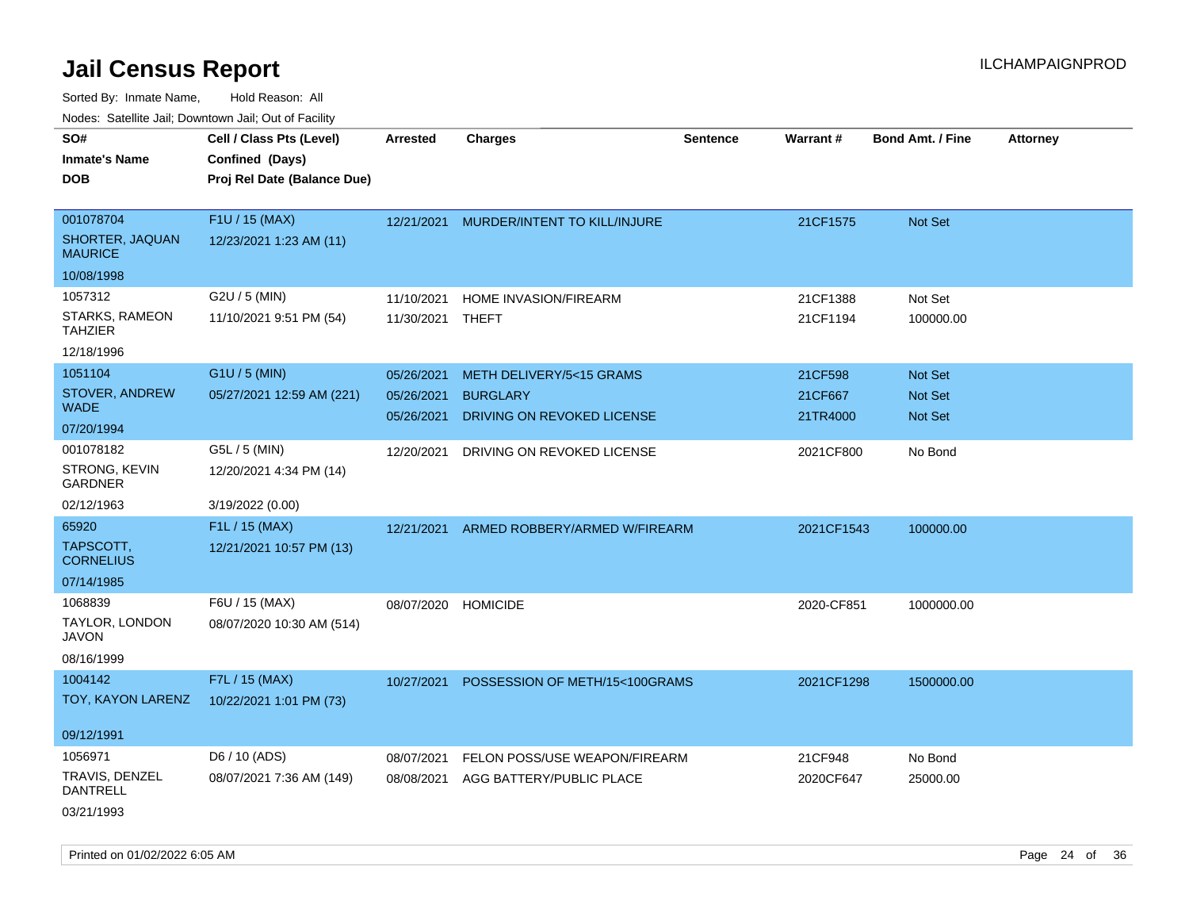# Jail Census Report

ILCHAMPAIGNPROD

Sorted By: Inmate Name, Hold Reason: All

Nodes: Satellite Jail; Downtown Jail; Out of Facility

| SO# / Inmate's Name / DOB | Cell / Class Pts (Level) / Confined (Days) / Proj Rel Date (Balance Due) | Arrested | Charges | Sentence | Warrant # | Bond Amt. / Fine | Attorney |
|---|---|---|---|---|---|---|---|
| 001078704<br>SHORTER, JAQUAN MAURICE<br>10/08/1998 | F1U / 15 (MAX)<br>12/23/2021 1:23 AM (11) | 12/21/2021 | MURDER/INTENT TO KILL/INJURE | | 21CF1575 | Not Set | |
| 1057312<br>STARKS, RAMEON TAHZIER<br>12/18/1996 | G2U / 5 (MIN)<br>11/10/2021 9:51 PM (54) | 11/10/2021<br>11/30/2021 | HOME INVASION/FIREARM<br>THEFT | | 21CF1388<br>21CF1194 | Not Set<br>100000.00 | |
| 1051104<br>STOVER, ANDREW WADE<br>07/20/1994 | G1U / 5 (MIN)<br>05/27/2021 12:59 AM (221) | 05/26/2021<br>05/26/2021<br>05/26/2021 | METH DELIVERY/5<15 GRAMS<br>BURGLARY<br>DRIVING ON REVOKED LICENSE | | 21CF598<br>21CF667<br>21TR4000 | Not Set<br>Not Set<br>Not Set | |
| 001078182<br>STRONG, KEVIN GARDNER<br>02/12/1963 | G5L / 5 (MIN)<br>12/20/2021 4:34 PM (14)<br>3/19/2022 (0.00) | 12/20/2021 | DRIVING ON REVOKED LICENSE | | 2021CF800 | No Bond | |
| 65920<br>TAPSCOTT, CORNELIUS<br>07/14/1985 | F1L / 15 (MAX)<br>12/21/2021 10:57 PM (13) | 12/21/2021 | ARMED ROBBERY/ARMED W/FIREARM | | 2021CF1543 | 100000.00 | |
| 1068839<br>TAYLOR, LONDON JAVON<br>08/16/1999 | F6U / 15 (MAX)<br>08/07/2020 10:30 AM (514) | 08/07/2020 | HOMICIDE | | 2020-CF851 | 1000000.00 | |
| 1004142<br>TOY, KAYON LARENZ<br>09/12/1991 | F7L / 15 (MAX)<br>10/22/2021 1:01 PM (73) | 10/27/2021 | POSSESSION OF METH/15<100GRAMS | | 2021CF1298 | 1500000.00 | |
| 1056971<br>TRAVIS, DENZEL DANTRELL<br>03/21/1993 | D6 / 10 (ADS)<br>08/07/2021 7:36 AM (149) | 08/07/2021<br>08/08/2021 | FELON POSS/USE WEAPON/FIREARM<br>AGG BATTERY/PUBLIC PLACE | | 21CF948<br>2020CF647 | No Bond<br>25000.00 | |

Printed on 01/02/2022 6:05 AM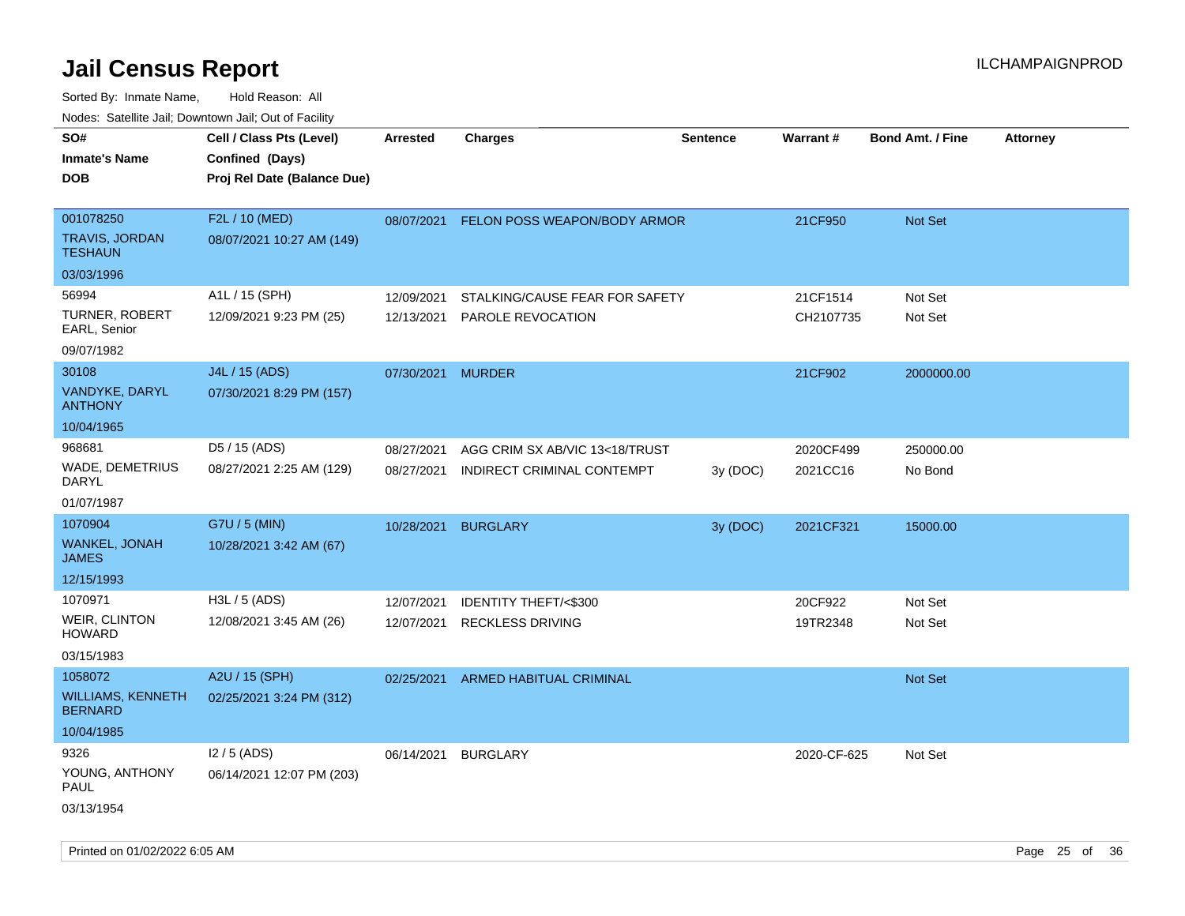# Jail Census Report

ILCHAMPAIGNPROD

Sorted By: Inmate Name, Hold Reason: All

Nodes: Satellite Jail; Downtown Jail; Out of Facility

| SO# / Inmate's Name / DOB | Cell / Class Pts (Level) / Confined (Days) / Proj Rel Date (Balance Due) | Arrested | Charges | Sentence | Warrant # | Bond Amt. / Fine | Attorney |
|---|---|---|---|---|---|---|---|
| 001078250<br>TRAVIS, JORDAN TESHAUN<br>03/03/1996 | F2L / 10 (MED)<br>08/07/2021 10:27 AM (149) | 08/07/2021 | FELON POSS WEAPON/BODY ARMOR | | 21CF950 | Not Set | |
| 56994<br>TURNER, ROBERT EARL, Senior<br>09/07/1982 | A1L / 15 (SPH)<br>12/09/2021 9:23 PM (25) | 12/09/2021 | STALKING/CAUSE FEAR FOR SAFETY | | 21CF1514 | Not Set | |
| | | 12/13/2021 | PAROLE REVOCATION | | CH2107735 | Not Set | |
| 30108<br>VANDYKE, DARYL ANTHONY<br>10/04/1965 | J4L / 15 (ADS)<br>07/30/2021 8:29 PM (157) | 07/30/2021 | MURDER | | 21CF902 | 2000000.00 | |
| 968681<br>WADE, DEMETRIUS DARYL<br>01/07/1987 | D5 / 15 (ADS)<br>08/27/2021 2:25 AM (129) | 08/27/2021 | AGG CRIM SX AB/VIC 13<18/TRUST | | 2020CF499 | 250000.00 | |
| | | 08/27/2021 | INDIRECT CRIMINAL CONTEMPT | 3y (DOC) | 2021CC16 | No Bond | |
| 1070904<br>WANKEL, JONAH JAMES<br>12/15/1993 | G7U / 5 (MIN)<br>10/28/2021 3:42 AM (67) | 10/28/2021 | BURGLARY | 3y (DOC) | 2021CF321 | 15000.00 | |
| 1070971<br>WEIR, CLINTON HOWARD<br>03/15/1983 | H3L / 5 (ADS)<br>12/08/2021 3:45 AM (26) | 12/07/2021 | IDENTITY THEFT/<$300 | | 20CF922 | Not Set | |
| | | 12/07/2021 | RECKLESS DRIVING | | 19TR2348 | Not Set | |
| 1058072<br>WILLIAMS, KENNETH BERNARD<br>10/04/1985 | A2U / 15 (SPH)<br>02/25/2021 3:24 PM (312) | 02/25/2021 | ARMED HABITUAL CRIMINAL | | | Not Set | |
| 9326<br>YOUNG, ANTHONY PAUL<br>03/13/1954 | I2 / 5 (ADS)<br>06/14/2021 12:07 PM (203) | 06/14/2021 | BURGLARY | | 2020-CF-625 | Not Set | |

Printed on 01/02/2022 6:05 AM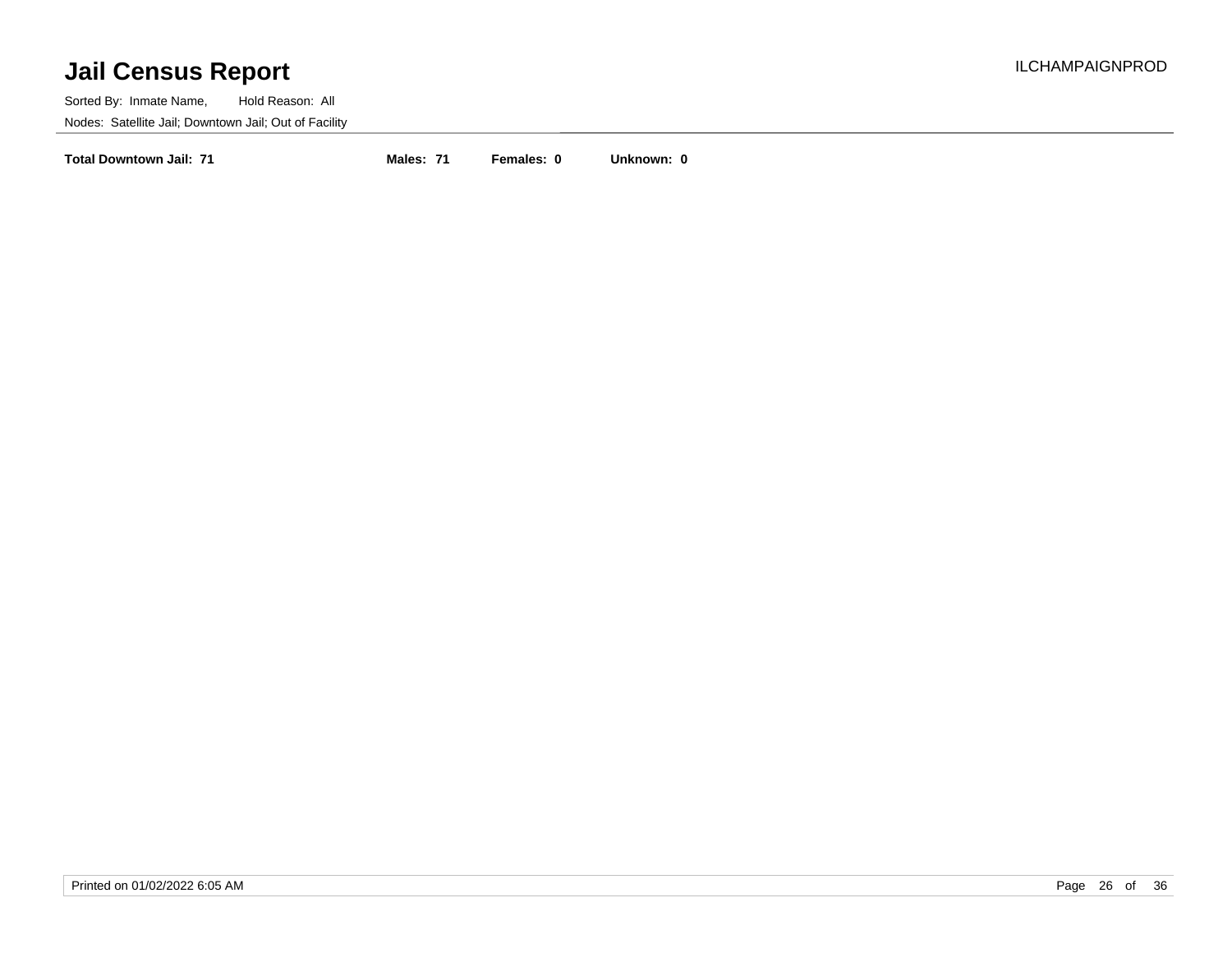# Jail Census Report

Sorted By: Inmate Name, Hold Reason: All

Nodes: Satellite Jail; Downtown Jail; Out of Facility

**Total Downtown Jail: 71** **Males: 71** **Females: 0** **Unknown: 0**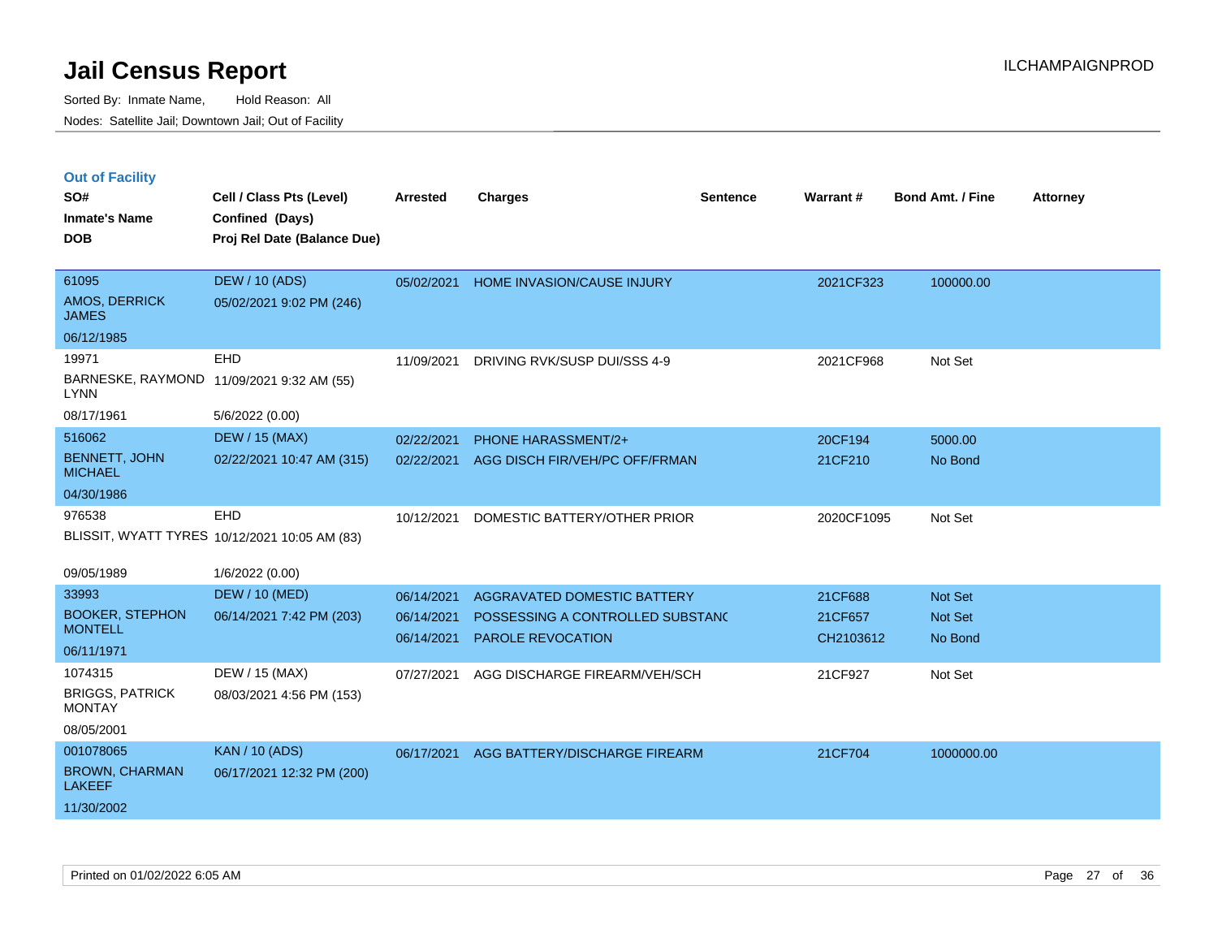# Jail Census Report

Sorted By: Inmate Name, Hold Reason: All

Nodes: Satellite Jail; Downtown Jail; Out of Facility

ILCHAMPAIGNPROD

## Out of Facility

| SO# / Inmate's Name / DOB | Cell / Class Pts (Level) / Confined (Days) / Proj Rel Date (Balance Due) | Arrested | Charges | Sentence | Warrant # | Bond Amt. / Fine | Attorney |
|---|---|---|---|---|---|---|---|
| 61095<br>AMOS, DERRICK JAMES<br>06/12/1985 | DEW / 10 (ADS)<br>05/02/2021 9:02 PM (246) | 05/02/2021 | HOME INVASION/CAUSE INJURY | | 2021CF323 | 100000.00 | |
| 19971<br>BARNESKE, RAYMOND LYNN<br>08/17/1961 | EHD<br>11/09/2021 9:32 AM (55)<br>5/6/2022 (0.00) | 11/09/2021 | DRIVING RVK/SUSP DUI/SSS 4-9 | | 2021CF968 | Not Set | |
| 516062<br>BENNETT, JOHN MICHAEL<br>04/30/1986 | DEW / 15 (MAX)<br>02/22/2021 10:47 AM (315) | 02/22/2021<br>02/22/2021 | PHONE HARASSMENT/2+<br>AGG DISCH FIR/VEH/PC OFF/FRMAN | | 20CF194<br>21CF210 | 5000.00<br>No Bond | |
| 976538<br>BLISSIT, WYATT TYRES<br>09/05/1989 | EHD<br>10/12/2021 10:05 AM (83)<br>1/6/2022 (0.00) | 10/12/2021 | DOMESTIC BATTERY/OTHER PRIOR | | 2020CF1095 | Not Set | |
| 33993<br>BOOKER, STEPHON MONTELL<br>06/11/1971 | DEW / 10 (MED)<br>06/14/2021 7:42 PM (203) | 06/14/2021<br>06/14/2021<br>06/14/2021 | AGGRAVATED DOMESTIC BATTERY<br>POSSESSING A CONTROLLED SUBSTANC<br>PAROLE REVOCATION | | 21CF688<br>21CF657<br>CH2103612 | Not Set<br>Not Set<br>No Bond | |
| 1074315<br>BRIGGS, PATRICK MONTAY<br>08/05/2001 | DEW / 15 (MAX)<br>08/03/2021 4:56 PM (153) | 07/27/2021 | AGG DISCHARGE FIREARM/VEH/SCH | | 21CF927 | Not Set | |
| 001078065<br>BROWN, CHARMAN LAKEEF<br>11/30/2002 | KAN / 10 (ADS)<br>06/17/2021 12:32 PM (200) | 06/17/2021 | AGG BATTERY/DISCHARGE FIREARM | | 21CF704 | 1000000.00 | |

Printed on 01/02/2022 6:05 AM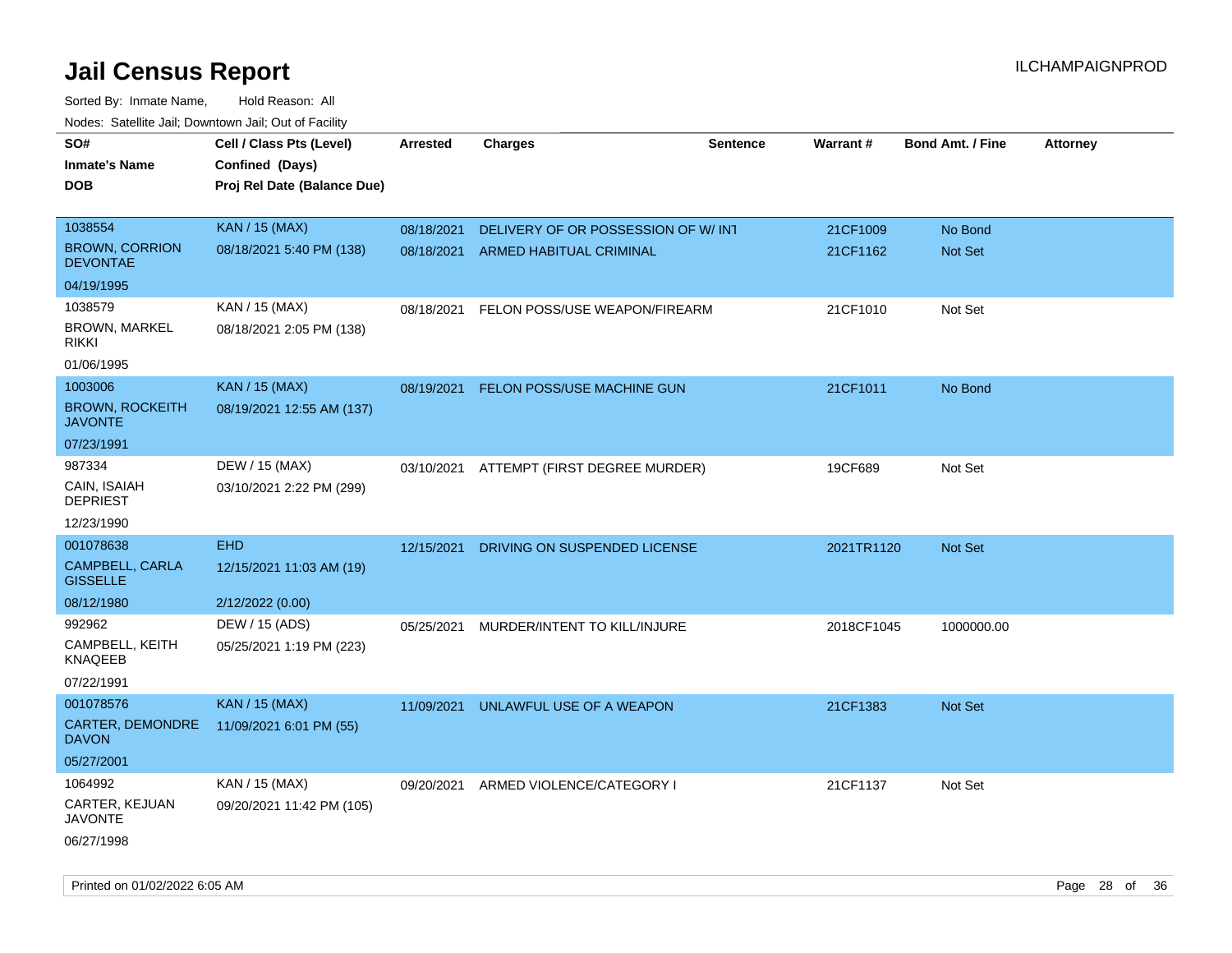# Jail Census Report

Sorted By: Inmate Name, Hold Reason: All

Nodes: Satellite Jail; Downtown Jail; Out of Facility

| SO# / Inmate's Name / DOB | Cell / Class Pts (Level) / Confined (Days) / Proj Rel Date (Balance Due) | Arrested | Charges | Sentence | Warrant # | Bond Amt. / Fine | Attorney |
|---|---|---|---|---|---|---|---|
| 1038554<br>BROWN, CORRION DEVONTAE<br>04/19/1995 | KAN / 15 (MAX)<br>08/18/2021 5:40 PM (138) | 08/18/2021<br>08/18/2021 | DELIVERY OF OR POSSESSION OF W/ INT<br>ARMED HABITUAL CRIMINAL | | 21CF1009<br>21CF1162 | No Bond<br>Not Set | |
| 1038579<br>BROWN, MARKEL RIKKI<br>01/06/1995 | KAN / 15 (MAX)<br>08/18/2021 2:05 PM (138) | 08/18/2021 | FELON POSS/USE WEAPON/FIREARM | | 21CF1010 | Not Set | |
| 1003006<br>BROWN, ROCKEITH JAVONTE<br>07/23/1991 | KAN / 15 (MAX)<br>08/19/2021 12:55 AM (137) | 08/19/2021 | FELON POSS/USE MACHINE GUN | | 21CF1011 | No Bond | |
| 987334<br>CAIN, ISAIAH DEPRIEST<br>12/23/1990 | DEW / 15 (MAX)<br>03/10/2021 2:22 PM (299) | 03/10/2021 | ATTEMPT (FIRST DEGREE MURDER) | | 19CF689 | Not Set | |
| 001078638<br>CAMPBELL, CARLA GISSELLE<br>08/12/1980 | EHD<br>12/15/2021 11:03 AM (19)<br>2/12/2022 (0.00) | 12/15/2021 | DRIVING ON SUSPENDED LICENSE | | 2021TR1120 | Not Set | |
| 992962<br>CAMPBELL, KEITH KNAQEEB<br>07/22/1991 | DEW / 15 (ADS)<br>05/25/2021 1:19 PM (223) | 05/25/2021 | MURDER/INTENT TO KILL/INJURE | | 2018CF1045 | 1000000.00 | |
| 001078576<br>CARTER, DEMONDRE DAVON<br>05/27/2001 | KAN / 15 (MAX)<br>11/09/2021 6:01 PM (55) | 11/09/2021 | UNLAWFUL USE OF A WEAPON | | 21CF1383 | Not Set | |
| 1064992<br>CARTER, KEJUAN JAVONTE<br>06/27/1998 | KAN / 15 (MAX)<br>09/20/2021 11:42 PM (105) | 09/20/2021 | ARMED VIOLENCE/CATEGORY I | | 21CF1137 | Not Set | |

Printed on 01/02/2022 6:05 AM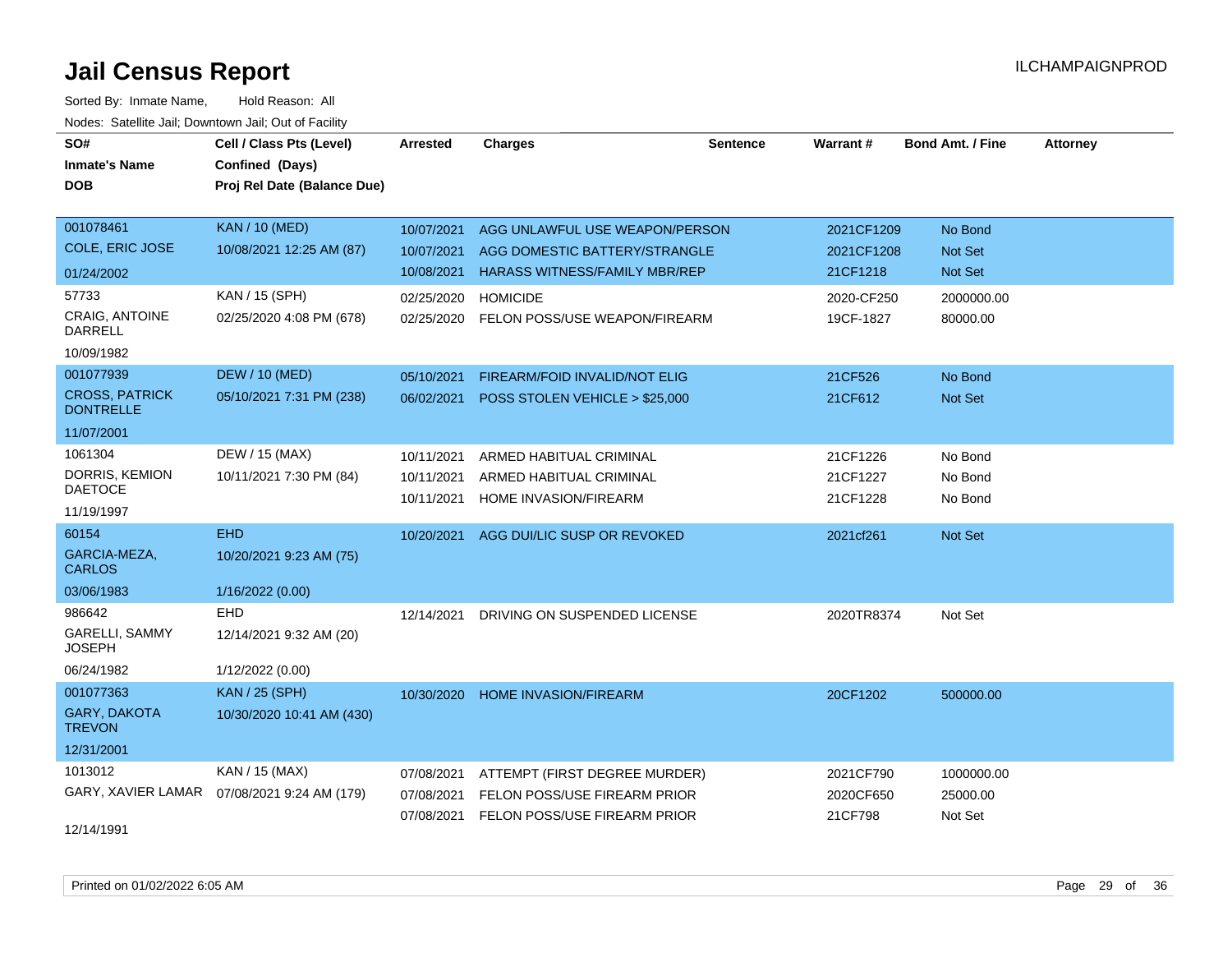# Jail Census Report

ILCHAMPAIGNPROD

Sorted By: Inmate Name, Hold Reason: All

Nodes: Satellite Jail; Downtown Jail; Out of Facility

| SO# / Inmate's Name / DOB | Cell / Class Pts (Level) / Confined (Days) / Proj Rel Date (Balance Due) | Arrested | Charges | Sentence | Warrant # | Bond Amt. / Fine | Attorney |
|---|---|---|---|---|---|---|---|
| 001078461<br>COLE, ERIC JOSE<br>01/24/2002 | KAN / 10 (MED)<br>10/08/2021 12:25 AM (87) | 10/07/2021<br>10/07/2021<br>10/08/2021 | AGG UNLAWFUL USE WEAPON/PERSON<br>AGG DOMESTIC BATTERY/STRANGLE<br>HARASS WITNESS/FAMILY MBR/REP | | 2021CF1209<br>2021CF1208<br>21CF1218 | No Bond<br>Not Set<br>Not Set | |
| 57733<br>CRAIG, ANTOINE DARRELL<br>10/09/1982 | KAN / 15 (SPH)<br>02/25/2020 4:08 PM (678) | 02/25/2020<br>02/25/2020 | HOMICIDE<br>FELON POSS/USE WEAPON/FIREARM | | 2020-CF250<br>19CF-1827 | 2000000.00<br>80000.00 | |
| 001077939<br>CROSS, PATRICK DONTRELLE<br>11/07/2001 | DEW / 10 (MED)<br>05/10/2021 7:31 PM (238) | 05/10/2021<br>06/02/2021 | FIREARM/FOID INVALID/NOT ELIG<br>POSS STOLEN VEHICLE > $25,000 | | 21CF526<br>21CF612 | No Bond<br>Not Set | |
| 1061304<br>DORRIS, KEMION DAETOCE<br>11/19/1997 | DEW / 15 (MAX)<br>10/11/2021 7:30 PM (84) | 10/11/2021<br>10/11/2021<br>10/11/2021 | ARMED HABITUAL CRIMINAL<br>ARMED HABITUAL CRIMINAL<br>HOME INVASION/FIREARM | | 21CF1226<br>21CF1227<br>21CF1228 | No Bond<br>No Bond<br>No Bond | |
| 60154<br>GARCIA-MEZA, CARLOS<br>03/06/1983 | EHD<br>10/20/2021 9:23 AM (75)<br>1/16/2022 (0.00) | 10/20/2021 | AGG DUI/LIC SUSP OR REVOKED | | 2021cf261 | Not Set | |
| 986642<br>GARELLI, SAMMY JOSEPH<br>06/24/1982 | EHD<br>12/14/2021 9:32 AM (20)<br>1/12/2022 (0.00) | 12/14/2021 | DRIVING ON SUSPENDED LICENSE | | 2020TR8374 | Not Set | |
| 001077363<br>GARY, DAKOTA TREVON<br>12/31/2001 | KAN / 25 (SPH)<br>10/30/2020 10:41 AM (430) | 10/30/2020 | HOME INVASION/FIREARM | | 20CF1202 | 500000.00 | |
| 1013012<br>GARY, XAVIER LAMAR<br>12/14/1991 | KAN / 15 (MAX)<br>07/08/2021 9:24 AM (179) | 07/08/2021<br>07/08/2021<br>07/08/2021 | ATTEMPT (FIRST DEGREE MURDER)<br>FELON POSS/USE FIREARM PRIOR<br>FELON POSS/USE FIREARM PRIOR | | 2021CF790<br>2020CF650<br>21CF798 | 1000000.00<br>25000.00<br>Not Set | |

Printed on 01/02/2022 6:05 AM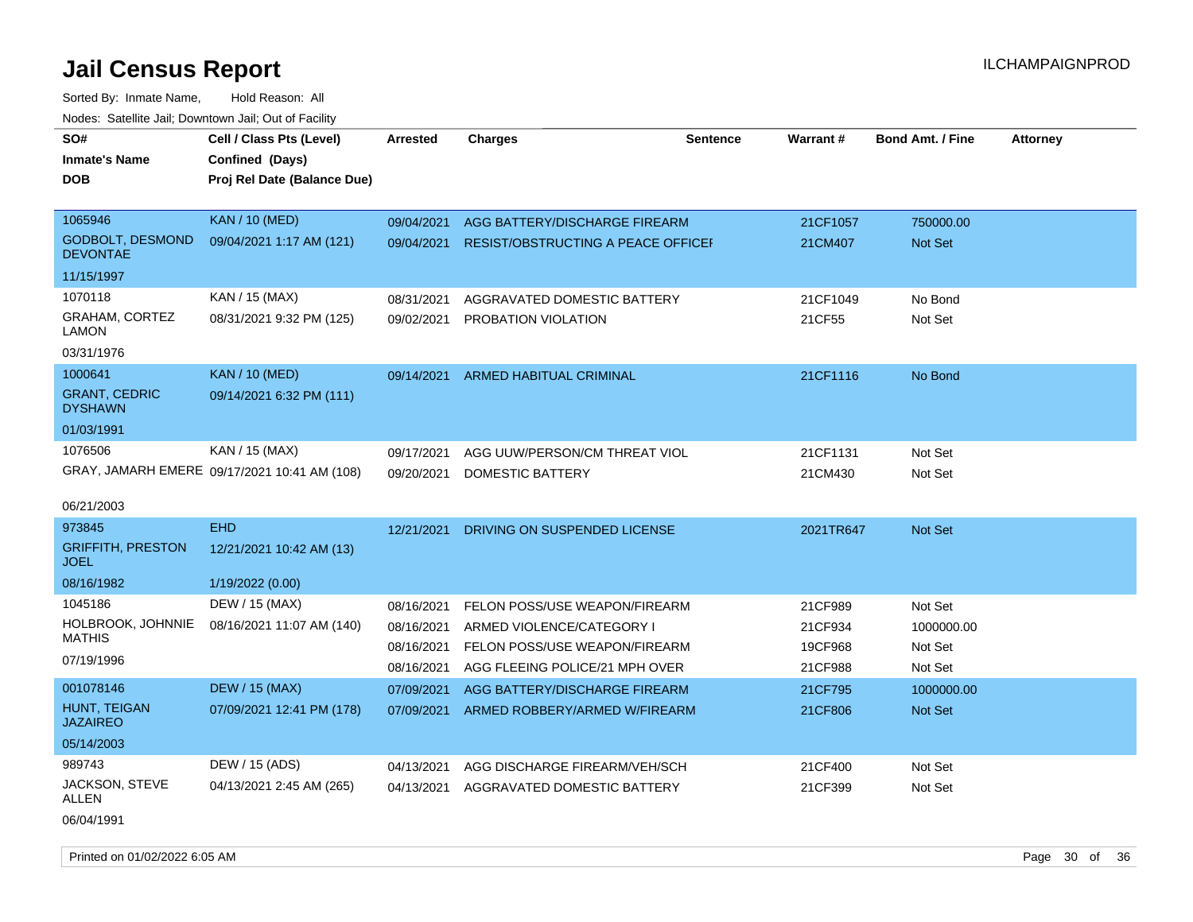# Jail Census Report

ILCHAMPAIGNPROD

Sorted By: Inmate Name, Hold Reason: All

Nodes: Satellite Jail; Downtown Jail; Out of Facility

| SO# / Inmate's Name / DOB | Cell / Class Pts (Level) / Confined (Days) / Proj Rel Date (Balance Due) | Arrested | Charges | Sentence | Warrant # | Bond Amt. / Fine | Attorney |
|---|---|---|---|---|---|---|---|
| 1065946<br>GODBOLT, DESMOND DEVONTAE<br>11/15/1997 | KAN / 10 (MED)<br>09/04/2021 1:17 AM (121) | 09/04/2021<br>09/04/2021 | AGG BATTERY/DISCHARGE FIREARM<br>RESIST/OBSTRUCTING A PEACE OFFICEI | | 21CF1057<br>21CM407 | 750000.00<br>Not Set | |
| 1070118<br>GRAHAM, CORTEZ LAMON<br>03/31/1976 | KAN / 15 (MAX)<br>08/31/2021 9:32 PM (125) | 08/31/2021<br>09/02/2021 | AGGRAVATED DOMESTIC BATTERY<br>PROBATION VIOLATION | | 21CF1049<br>21CF55 | No Bond<br>Not Set | |
| 1000641<br>GRANT, CEDRIC DYSHAWN<br>01/03/1991 | KAN / 10 (MED)<br>09/14/2021 6:32 PM (111) | 09/14/2021 | ARMED HABITUAL CRIMINAL | | 21CF1116 | No Bond | |
| 1076506<br>GRAY, JAMARH EMERE<br>06/21/2003 | KAN / 15 (MAX)<br>09/17/2021 10:41 AM (108) | 09/17/2021<br>09/20/2021 | AGG UUW/PERSON/CM THREAT VIOL<br>DOMESTIC BATTERY | | 21CF1131<br>21CM430 | Not Set<br>Not Set | |
| 973845<br>GRIFFITH, PRESTON JOEL<br>08/16/1982 | EHD<br>12/21/2021 10:42 AM (13)<br>1/19/2022 (0.00) | 12/21/2021 | DRIVING ON SUSPENDED LICENSE | | 2021TR647 | Not Set | |
| 1045186<br>HOLBROOK, JOHNNIE MATHIS<br>07/19/1996 | DEW / 15 (MAX)<br>08/16/2021 11:07 AM (140) | 08/16/2021<br>08/16/2021<br>08/16/2021<br>08/16/2021 | FELON POSS/USE WEAPON/FIREARM<br>ARMED VIOLENCE/CATEGORY I<br>FELON POSS/USE WEAPON/FIREARM<br>AGG FLEEING POLICE/21 MPH OVER | | 21CF989<br>21CF934<br>19CF968<br>21CF988 | Not Set<br>1000000.00<br>Not Set<br>Not Set | |
| 001078146<br>HUNT, TEIGAN JAZAIREO<br>05/14/2003 | DEW / 15 (MAX)<br>07/09/2021 12:41 PM (178) | 07/09/2021<br>07/09/2021 | AGG BATTERY/DISCHARGE FIREARM<br>ARMED ROBBERY/ARMED W/FIREARM | | 21CF795<br>21CF806 | 1000000.00<br>Not Set | |
| 989743<br>JACKSON, STEVE ALLEN<br>06/04/1991 | DEW / 15 (ADS)<br>04/13/2021 2:45 AM (265) | 04/13/2021<br>04/13/2021 | AGG DISCHARGE FIREARM/VEH/SCH<br>AGGRAVATED DOMESTIC BATTERY | | 21CF400<br>21CF399 | Not Set<br>Not Set | |

Printed on 01/02/2022 6:05 AM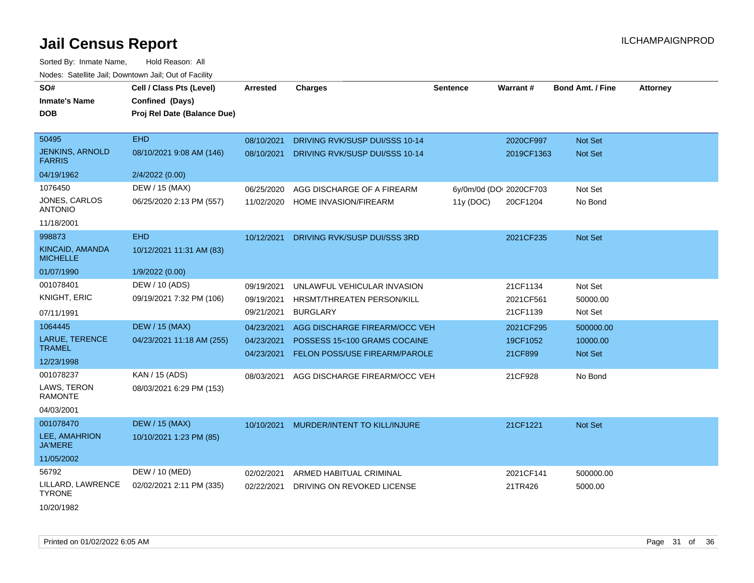# Jail Census Report

ILCHAMPAIGNPROD

Sorted By: Inmate Name, Hold Reason: All

Nodes: Satellite Jail; Downtown Jail; Out of Facility

| SO# / Inmate's Name / DOB | Cell / Class Pts (Level) / Confined (Days) / Proj Rel Date (Balance Due) | Arrested | Charges | Sentence | Warrant # | Bond Amt. / Fine | Attorney |
|---|---|---|---|---|---|---|---|
| 50495 JENKINS, ARNOLD FARRIS 04/19/1962 | EHD 08/10/2021 9:08 AM (146) 2/4/2022 (0.00) | 08/10/2021 | DRIVING RVK/SUSP DUI/SSS 10-14 | | 2020CF997 | Not Set | |
| | | 08/10/2021 | DRIVING RVK/SUSP DUI/SSS 10-14 | | 2019CF1363 | Not Set | |
| 1076450 JONES, CARLOS ANTONIO 11/18/2001 | DEW / 15 (MAX) 06/25/2020 2:13 PM (557) | 06/25/2020 | AGG DISCHARGE OF A FIREARM | 6y/0m/0d (DO | 2020CF703 | Not Set | |
| | | 11/02/2020 | HOME INVASION/FIREARM | 11y (DOC) | 20CF1204 | No Bond | |
| 998873 KINCAID, AMANDA MICHELLE 01/07/1990 | EHD 10/12/2021 11:31 AM (83) 1/9/2022 (0.00) | 10/12/2021 | DRIVING RVK/SUSP DUI/SSS 3RD | | 2021CF235 | Not Set | |
| 001078401 KNIGHT, ERIC 07/11/1991 | DEW / 10 (ADS) 09/19/2021 7:32 PM (106) | 09/19/2021 | UNLAWFUL VEHICULAR INVASION | | 21CF1134 | Not Set | |
| | | 09/19/2021 | HRSMT/THREATEN PERSON/KILL | | 2021CF561 | 50000.00 | |
| | | 09/21/2021 | BURGLARY | | 21CF1139 | Not Set | |
| 1064445 LARUE, TERENCE TRAMEL 12/23/1998 | DEW / 15 (MAX) 04/23/2021 11:18 AM (255) | 04/23/2021 | AGG DISCHARGE FIREARM/OCC VEH | | 2021CF295 | 500000.00 | |
| | | 04/23/2021 | POSSESS 15<100 GRAMS COCAINE | | 19CF1052 | 10000.00 | |
| | | 04/23/2021 | FELON POSS/USE FIREARM/PAROLE | | 21CF899 | Not Set | |
| 001078237 LAWS, TERON RAMONTE 04/03/2001 | KAN / 15 (ADS) 08/03/2021 6:29 PM (153) | 08/03/2021 | AGG DISCHARGE FIREARM/OCC VEH | | 21CF928 | No Bond | |
| 001078470 LEE, AMAHRION JA'MERE 11/05/2002 | DEW / 15 (MAX) 10/10/2021 1:23 PM (85) | 10/10/2021 | MURDER/INTENT TO KILL/INJURE | | 21CF1221 | Not Set | |
| 56792 LILLARD, LAWRENCE TYRONE 10/20/1982 | DEW / 10 (MED) 02/02/2021 2:11 PM (335) | 02/02/2021 | ARMED HABITUAL CRIMINAL | | 2021CF141 | 500000.00 | |
| | | 02/22/2021 | DRIVING ON REVOKED LICENSE | | 21TR426 | 5000.00 | |

Printed on 01/02/2022 6:05 AM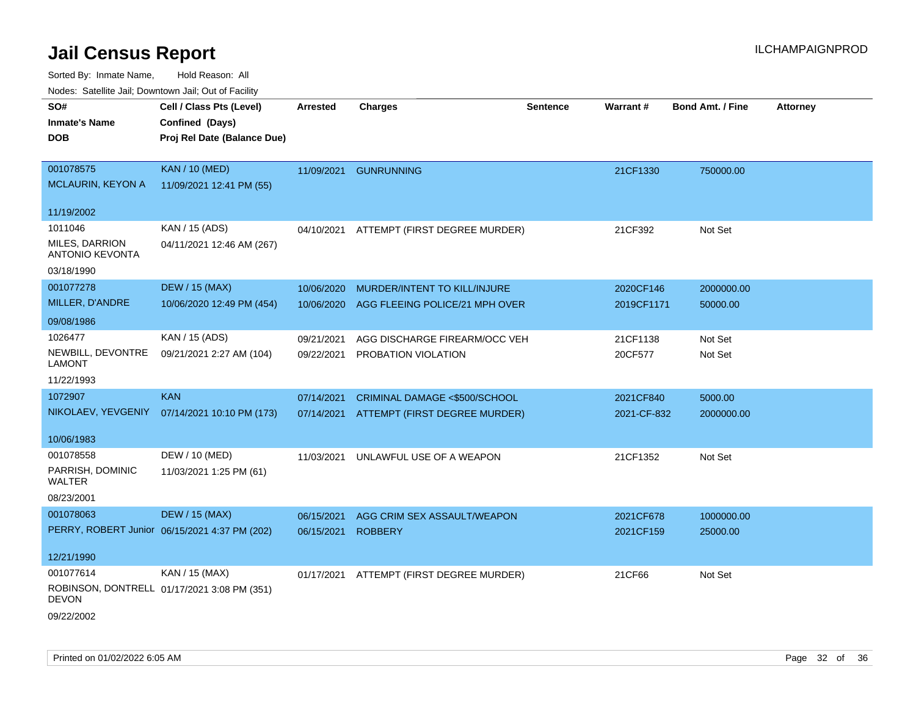# Jail Census Report

ILCHAMPAIGNPROD

Sorted By: Inmate Name, Hold Reason: All

Nodes: Satellite Jail; Downtown Jail; Out of Facility

| SO# / Inmate's Name / DOB | Cell / Class Pts (Level) / Confined (Days) / Proj Rel Date (Balance Due) | Arrested | Charges | Sentence | Warrant # | Bond Amt. / Fine | Attorney |
|---|---|---|---|---|---|---|---|
| 001078575<br>MCLAURIN, KEYON A<br>11/19/2002 | KAN / 10 (MED)<br>11/09/2021 12:41 PM (55) | 11/09/2021 | GUNRUNNING | | 21CF1330 | 750000.00 | |
| 1011046<br>MILES, DARRION ANTONIO KEVONTA<br>03/18/1990 | KAN / 15 (ADS)<br>04/11/2021 12:46 AM (267) | 04/10/2021 | ATTEMPT (FIRST DEGREE MURDER) | | 21CF392 | Not Set | |
| 001077278<br>MILLER, D'ANDRE<br>09/08/1986 | DEW / 15 (MAX)<br>10/06/2020 12:49 PM (454) | 10/06/2020<br>10/06/2020 | MURDER/INTENT TO KILL/INJURE<br>AGG FLEEING POLICE/21 MPH OVER | | 2020CF146<br>2019CF1171 | 2000000.00<br>50000.00 | |
| 1026477<br>NEWBILL, DEVONTRE LAMONT<br>11/22/1993 | KAN / 15 (ADS)<br>09/21/2021 2:27 AM (104) | 09/21/2021<br>09/22/2021 | AGG DISCHARGE FIREARM/OCC VEH<br>PROBATION VIOLATION | | 21CF1138<br>20CF577 | Not Set<br>Not Set | |
| 1072907<br>NIKOLAEV, YEVGENIY<br>10/06/1983 | KAN<br>07/14/2021 10:10 PM (173) | 07/14/2021<br>07/14/2021 | CRIMINAL DAMAGE <$500/SCHOOL<br>ATTEMPT (FIRST DEGREE MURDER) | | 2021CF840<br>2021-CF-832 | 5000.00<br>2000000.00 | |
| 001078558<br>PARRISH, DOMINIC WALTER<br>08/23/2001 | DEW / 10 (MED)<br>11/03/2021 1:25 PM (61) | 11/03/2021 | UNLAWFUL USE OF A WEAPON | | 21CF1352 | Not Set | |
| 001078063<br>PERRY, ROBERT Junior<br>12/21/1990 | DEW / 15 (MAX)<br>06/15/2021 4:37 PM (202) | 06/15/2021<br>06/15/2021 | AGG CRIM SEX ASSAULT/WEAPON<br>ROBBERY | | 2021CF678<br>2021CF159 | 1000000.00<br>25000.00 | |
| 001077614<br>ROBINSON, DONTRELL DEVON<br>09/22/2002 | KAN / 15 (MAX)<br>01/17/2021 3:08 PM (351) | 01/17/2021 | ATTEMPT (FIRST DEGREE MURDER) | | 21CF66 | Not Set | |

Printed on 01/02/2022 6:05 AM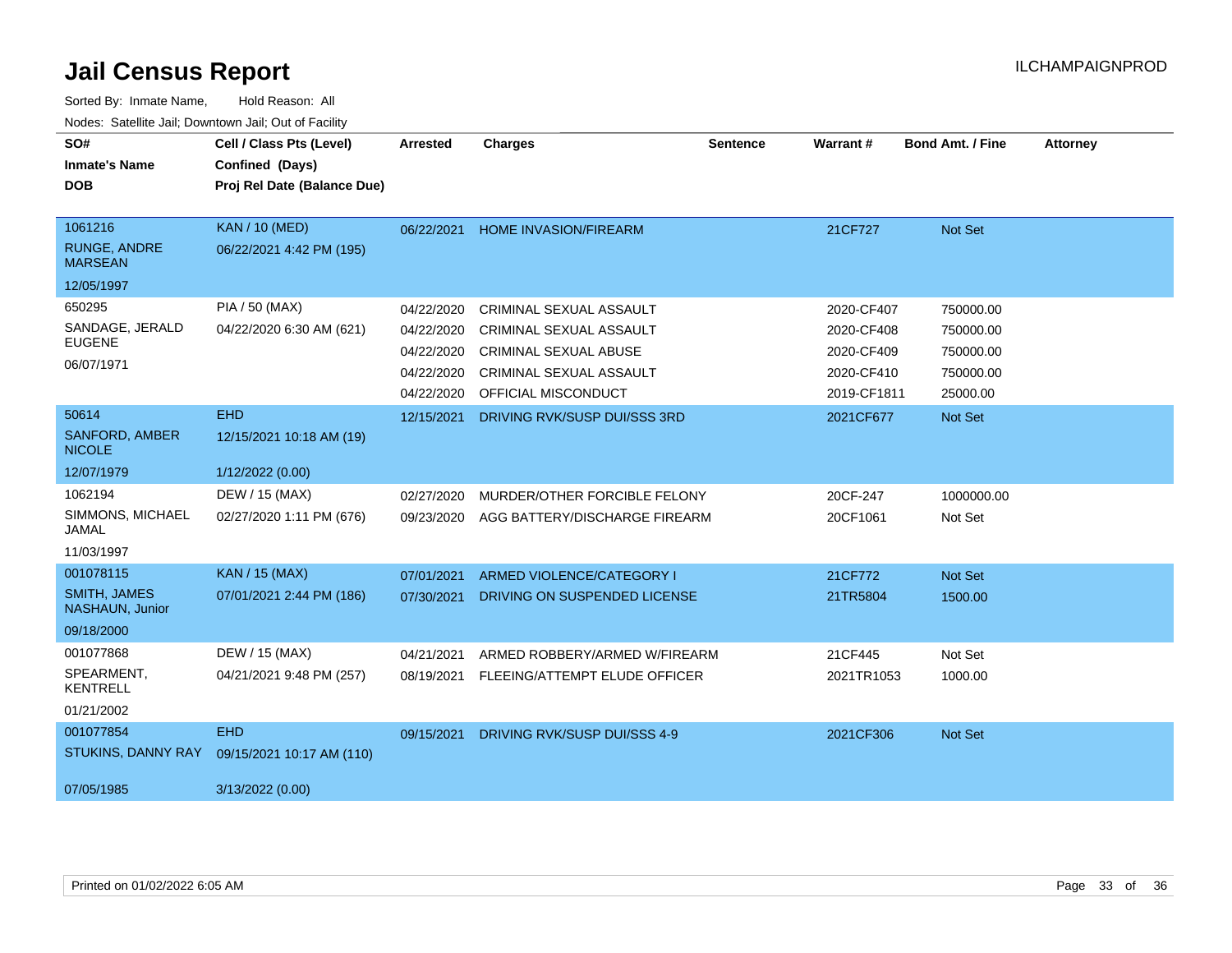# Jail Census Report

ILCHAMPAIGNPROD

Sorted By: Inmate Name, Hold Reason: All

Nodes: Satellite Jail; Downtown Jail; Out of Facility

| SO# / Inmate's Name / DOB | Cell / Class Pts (Level) / Confined (Days) / Proj Rel Date (Balance Due) | Arrested | Charges | Sentence | Warrant # | Bond Amt. / Fine | Attorney |
|---|---|---|---|---|---|---|---|
| 1061216<br>RUNGE, ANDRE MARSEAN<br>12/05/1997 | KAN / 10 (MED)<br>06/22/2021 4:42 PM (195) | 06/22/2021 | HOME INVASION/FIREARM | | 21CF727 | Not Set | |
| 650295<br>SANDAGE, JERALD EUGENE<br>06/07/1971 | PIA / 50 (MAX)<br>04/22/2020 6:30 AM (621) | 04/22/2020 | CRIMINAL SEXUAL ASSAULT | | 2020-CF407 | 750000.00 | |
| | | 04/22/2020 | CRIMINAL SEXUAL ASSAULT | | 2020-CF408 | 750000.00 | |
| | | 04/22/2020 | CRIMINAL SEXUAL ABUSE | | 2020-CF409 | 750000.00 | |
| | | 04/22/2020 | CRIMINAL SEXUAL ASSAULT | | 2020-CF410 | 750000.00 | |
| | | 04/22/2020 | OFFICIAL MISCONDUCT | | 2019-CF1811 | 25000.00 | |
| 50614<br>SANFORD, AMBER NICOLE<br>12/07/1979 | EHD<br>12/15/2021 10:18 AM (19)<br>1/12/2022 (0.00) | 12/15/2021 | DRIVING RVK/SUSP DUI/SSS 3RD | | 2021CF677 | Not Set | |
| 1062194<br>SIMMONS, MICHAEL JAMAL<br>11/03/1997 | DEW / 15 (MAX)<br>02/27/2020 1:11 PM (676) | 02/27/2020 | MURDER/OTHER FORCIBLE FELONY | | 20CF-247 | 1000000.00 | |
| | | 09/23/2020 | AGG BATTERY/DISCHARGE FIREARM | | 20CF1061 | Not Set | |
| 001078115<br>SMITH, JAMES NASHAUN, Junior<br>09/18/2000 | KAN / 15 (MAX)<br>07/01/2021 2:44 PM (186) | 07/01/2021 | ARMED VIOLENCE/CATEGORY I | | 21CF772 | Not Set | |
| | | 07/30/2021 | DRIVING ON SUSPENDED LICENSE | | 21TR5804 | 1500.00 | |
| 001077868<br>SPEARMENT, KENTRELL<br>01/21/2002 | DEW / 15 (MAX)<br>04/21/2021 9:48 PM (257) | 04/21/2021 | ARMED ROBBERY/ARMED W/FIREARM | | 21CF445 | Not Set | |
| | | 08/19/2021 | FLEEING/ATTEMPT ELUDE OFFICER | | 2021TR1053 | 1000.00 | |
| 001077854<br>STUKINS, DANNY RAY<br>07/05/1985 | EHD<br>09/15/2021 10:17 AM (110)<br>3/13/2022 (0.00) | 09/15/2021 | DRIVING RVK/SUSP DUI/SSS 4-9 | | 2021CF306 | Not Set | |

Printed on 01/02/2022 6:05 AM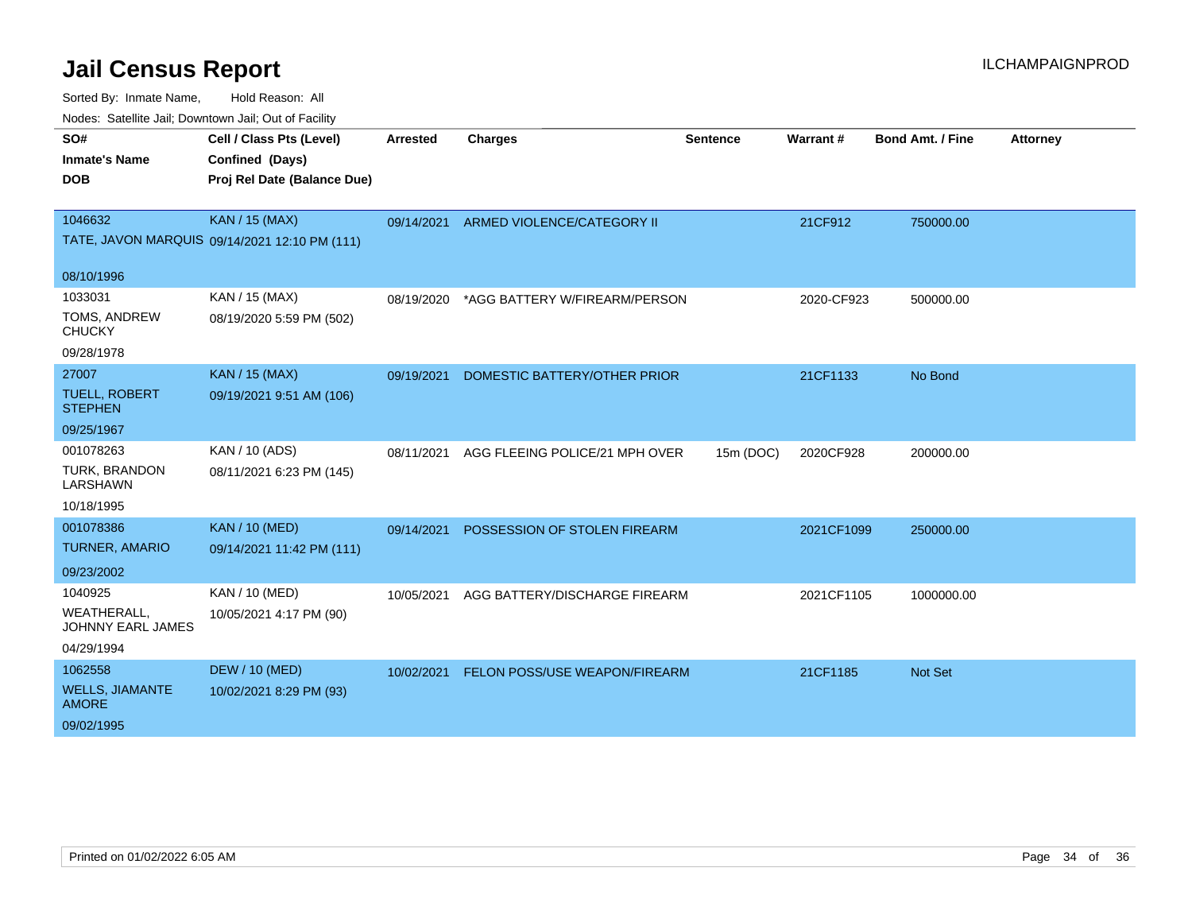# Jail Census Report

ILCHAMPAIGNPROD

Sorted By: Inmate Name, Hold Reason: All

Nodes: Satellite Jail; Downtown Jail; Out of Facility

| SO# / Inmate's Name / DOB | Cell / Class Pts (Level) / Confined (Days) / Proj Rel Date (Balance Due) | Arrested | Charges | Sentence | Warrant # | Bond Amt. / Fine | Attorney |
|---|---|---|---|---|---|---|---|
| 1046632<br>TATE, JAVON MARQUIS<br>08/10/1996 | KAN / 15 (MAX)<br>09/14/2021 12:10 PM (111) | 09/14/2021 | ARMED VIOLENCE/CATEGORY II | | 21CF912 | 750000.00 | |
| 1033031<br>TOMS, ANDREW CHUCKY<br>09/28/1978 | KAN / 15 (MAX)<br>08/19/2020 5:59 PM (502) | 08/19/2020 | *AGG BATTERY W/FIREARM/PERSON | | 2020-CF923 | 500000.00 | |
| 27007<br>TUELL, ROBERT STEPHEN<br>09/25/1967 | KAN / 15 (MAX)<br>09/19/2021 9:51 AM (106) | 09/19/2021 | DOMESTIC BATTERY/OTHER PRIOR | | 21CF1133 | No Bond | |
| 001078263<br>TURK, BRANDON LARSHAWN<br>10/18/1995 | KAN / 10 (ADS)<br>08/11/2021 6:23 PM (145) | 08/11/2021 | AGG FLEEING POLICE/21 MPH OVER | 15m (DOC) | 2020CF928 | 200000.00 | |
| 001078386<br>TURNER, AMARIO<br>09/23/2002 | KAN / 10 (MED)<br>09/14/2021 11:42 PM (111) | 09/14/2021 | POSSESSION OF STOLEN FIREARM | | 2021CF1099 | 250000.00 | |
| 1040925<br>WEATHERALL, JOHNNY EARL JAMES<br>04/29/1994 | KAN / 10 (MED)<br>10/05/2021 4:17 PM (90) | 10/05/2021 | AGG BATTERY/DISCHARGE FIREARM | | 2021CF1105 | 1000000.00 | |
| 1062558<br>WELLS, JIAMANTE AMORE<br>09/02/1995 | DEW / 10 (MED)<br>10/02/2021 8:29 PM (93) | 10/02/2021 | FELON POSS/USE WEAPON/FIREARM | | 21CF1185 | Not Set | |

Printed on 01/02/2022 6:05 AM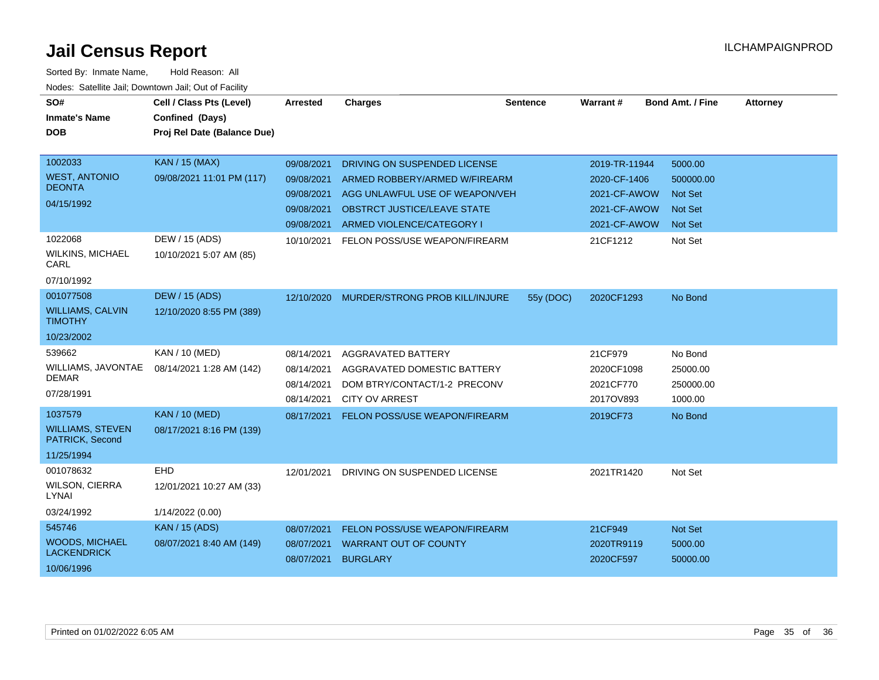# Jail Census Report

ILCHAMPAIGNPROD

Sorted By: Inmate Name, Hold Reason: All

Nodes: Satellite Jail; Downtown Jail; Out of Facility

| SO# / Inmate's Name / DOB | Cell / Class Pts (Level) / Confined (Days) / Proj Rel Date (Balance Due) | Arrested | Charges | Sentence | Warrant # | Bond Amt. / Fine | Attorney |
|---|---|---|---|---|---|---|---|
| 1002033<br>WEST, ANTONIO DEONTA<br>04/15/1992 | KAN / 15 (MAX)<br>09/08/2021 11:01 PM (117) | 09/08/2021 | DRIVING ON SUSPENDED LICENSE | | 2019-TR-11944 | 5000.00 | |
| | | 09/08/2021 | ARMED ROBBERY/ARMED W/FIREARM | | 2020-CF-1406 | 500000.00 | |
| | | 09/08/2021 | AGG UNLAWFUL USE OF WEAPON/VEH | | 2021-CF-AWOW | Not Set | |
| | | 09/08/2021 | OBSTRCT JUSTICE/LEAVE STATE | | 2021-CF-AWOW | Not Set | |
| | | 09/08/2021 | ARMED VIOLENCE/CATEGORY I | | 2021-CF-AWOW | Not Set | |
| 1022068<br>WILKINS, MICHAEL CARL<br>07/10/1992 | DEW / 15 (ADS)<br>10/10/2021 5:07 AM (85) | 10/10/2021 | FELON POSS/USE WEAPON/FIREARM | | 21CF1212 | Not Set | |
| 001077508<br>WILLIAMS, CALVIN TIMOTHY<br>10/23/2002 | DEW / 15 (ADS)<br>12/10/2020 8:55 PM (389) | 12/10/2020 | MURDER/STRONG PROB KILL/INJURE | 55y (DOC) | 2020CF1293 | No Bond | |
| 539662<br>WILLIAMS, JAVONTAE DEMAR<br>07/28/1991 | KAN / 10 (MED)<br>08/14/2021 1:28 AM (142) | 08/14/2021 | AGGRAVATED BATTERY | | 21CF979 | No Bond | |
| | | 08/14/2021 | AGGRAVATED DOMESTIC BATTERY | | 2020CF1098 | 25000.00 | |
| | | 08/14/2021 | DOM BTRY/CONTACT/1-2 PRECONV | | 2021CF770 | 250000.00 | |
| | | 08/14/2021 | CITY OV ARREST | | 2017OV893 | 1000.00 | |
| 1037579<br>WILLIAMS, STEVEN PATRICK, Second<br>11/25/1994 | KAN / 10 (MED)<br>08/17/2021 8:16 PM (139) | 08/17/2021 | FELON POSS/USE WEAPON/FIREARM | | 2019CF73 | No Bond | |
| 001078632<br>WILSON, CIERRA LYNAI<br>03/24/1992 | EHD<br>12/01/2021 10:27 AM (33)<br>1/14/2022 (0.00) | 12/01/2021 | DRIVING ON SUSPENDED LICENSE | | 2021TR1420 | Not Set | |
| 545746<br>WOODS, MICHAEL LACKENDRICK<br>10/06/1996 | KAN / 15 (ADS)<br>08/07/2021 8:40 AM (149) | 08/07/2021 | FELON POSS/USE WEAPON/FIREARM | | 21CF949 | Not Set | |
| | | 08/07/2021 | WARRANT OUT OF COUNTY | | 2020TR9119 | 5000.00 | |
| | | 08/07/2021 | BURGLARY | | 2020CF597 | 50000.00 | |

Printed on 01/02/2022 6:05 AM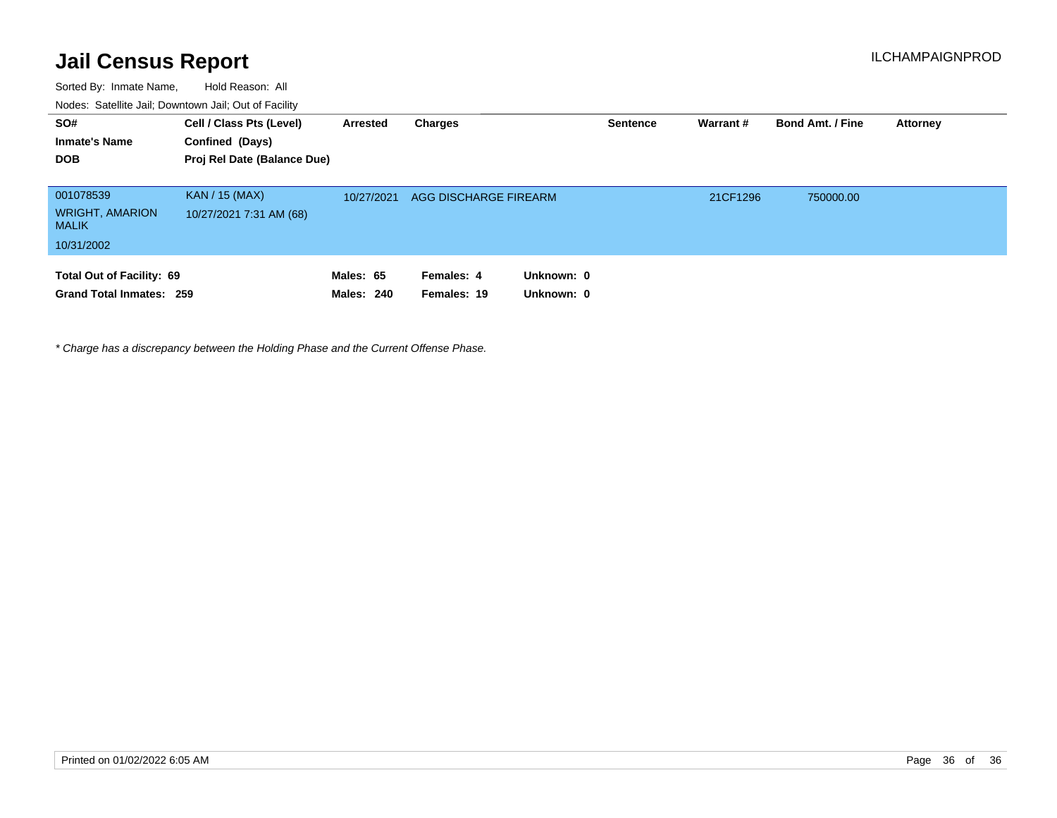# Jail Census Report

ILCHAMPAIGNPROD

Sorted By: Inmate Name, Hold Reason: All

Nodes: Satellite Jail; Downtown Jail; Out of Facility

| SO# / Inmate's Name / DOB | Cell / Class Pts (Level) / Confined (Days) / Proj Rel Date (Balance Due) | Arrested | Charges | Sentence | Warrant # | Bond Amt. / Fine | Attorney |
|---|---|---|---|---|---|---|---|
| 001078539<br>WRIGHT, AMARION MALIK<br>10/31/2002 | KAN / 15 (MAX)<br>10/27/2021 7:31 AM (68) | 10/27/2021 | AGG DISCHARGE FIREARM | | 21CF1296 | 750000.00 | |

| | | | |
|---|---|---|---|
| **Total Out of Facility: 69** | **Males: 65** | **Females: 4** | **Unknown: 0** |
| **Grand Total Inmates: 259** | **Males: 240** | **Females: 19** | **Unknown: 0** |

*\* Charge has a discrepancy between the Holding Phase and the Current Offense Phase.*

Printed on 01/02/2022 6:05 AM